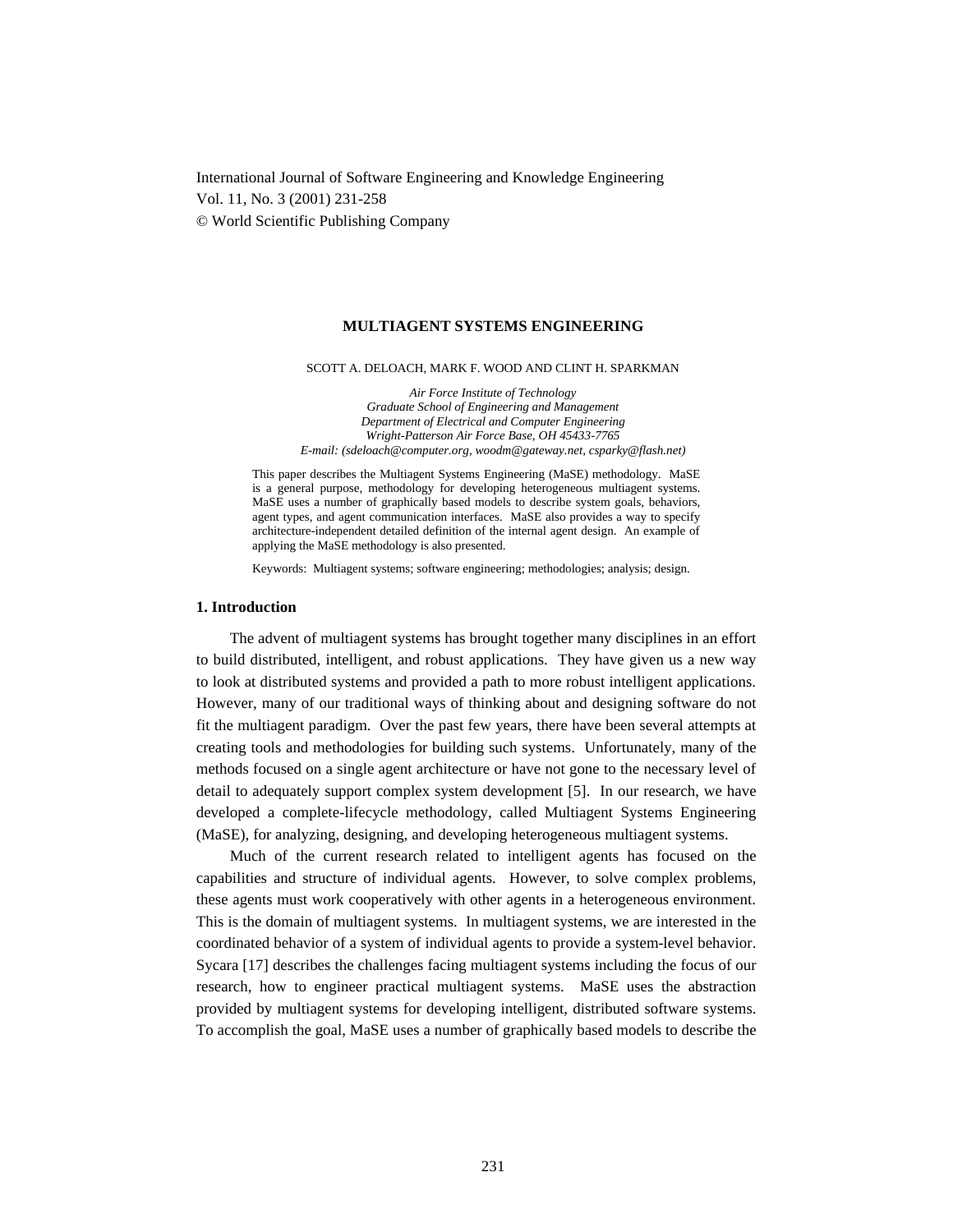International Journal of Software Engineering and Knowledge Engineering
Vol. 11, No. 3 (2001) 231-258
© World Scientific Publishing Company

# MULTIAGENT SYSTEMS ENGINEERING

SCOTT A. DELOACH, MARK F. WOOD AND CLINT H. SPARKMAN

*Air Force Institute of Technology*
*Graduate School of Engineering and Management*
*Department of Electrical and Computer Engineering*
*Wright-Patterson Air Force Base, OH 45433-7765*
*E-mail: (sdeloach@computer.org, woodm@gateway.net, csparky@flash.net)*

This paper describes the Multiagent Systems Engineering (MaSE) methodology. MaSE is a general purpose, methodology for developing heterogeneous multiagent systems. MaSE uses a number of graphically based models to describe system goals, behaviors, agent types, and agent communication interfaces. MaSE also provides a way to specify architecture-independent detailed definition of the internal agent design. An example of applying the MaSE methodology is also presented.

Keywords: Multiagent systems; software engineering; methodologies; analysis; design.

## 1. Introduction

The advent of multiagent systems has brought together many disciplines in an effort to build distributed, intelligent, and robust applications. They have given us a new way to look at distributed systems and provided a path to more robust intelligent applications. However, many of our traditional ways of thinking about and designing software do not fit the multiagent paradigm. Over the past few years, there have been several attempts at creating tools and methodologies for building such systems. Unfortunately, many of the methods focused on a single agent architecture or have not gone to the necessary level of detail to adequately support complex system development [5]. In our research, we have developed a complete-lifecycle methodology, called Multiagent Systems Engineering (MaSE), for analyzing, designing, and developing heterogeneous multiagent systems.

Much of the current research related to intelligent agents has focused on the capabilities and structure of individual agents. However, to solve complex problems, these agents must work cooperatively with other agents in a heterogeneous environment. This is the domain of multiagent systems. In multiagent systems, we are interested in the coordinated behavior of a system of individual agents to provide a system-level behavior. Sycara [17] describes the challenges facing multiagent systems including the focus of our research, how to engineer practical multiagent systems. MaSE uses the abstraction provided by multiagent systems for developing intelligent, distributed software systems. To accomplish the goal, MaSE uses a number of graphically based models to describe the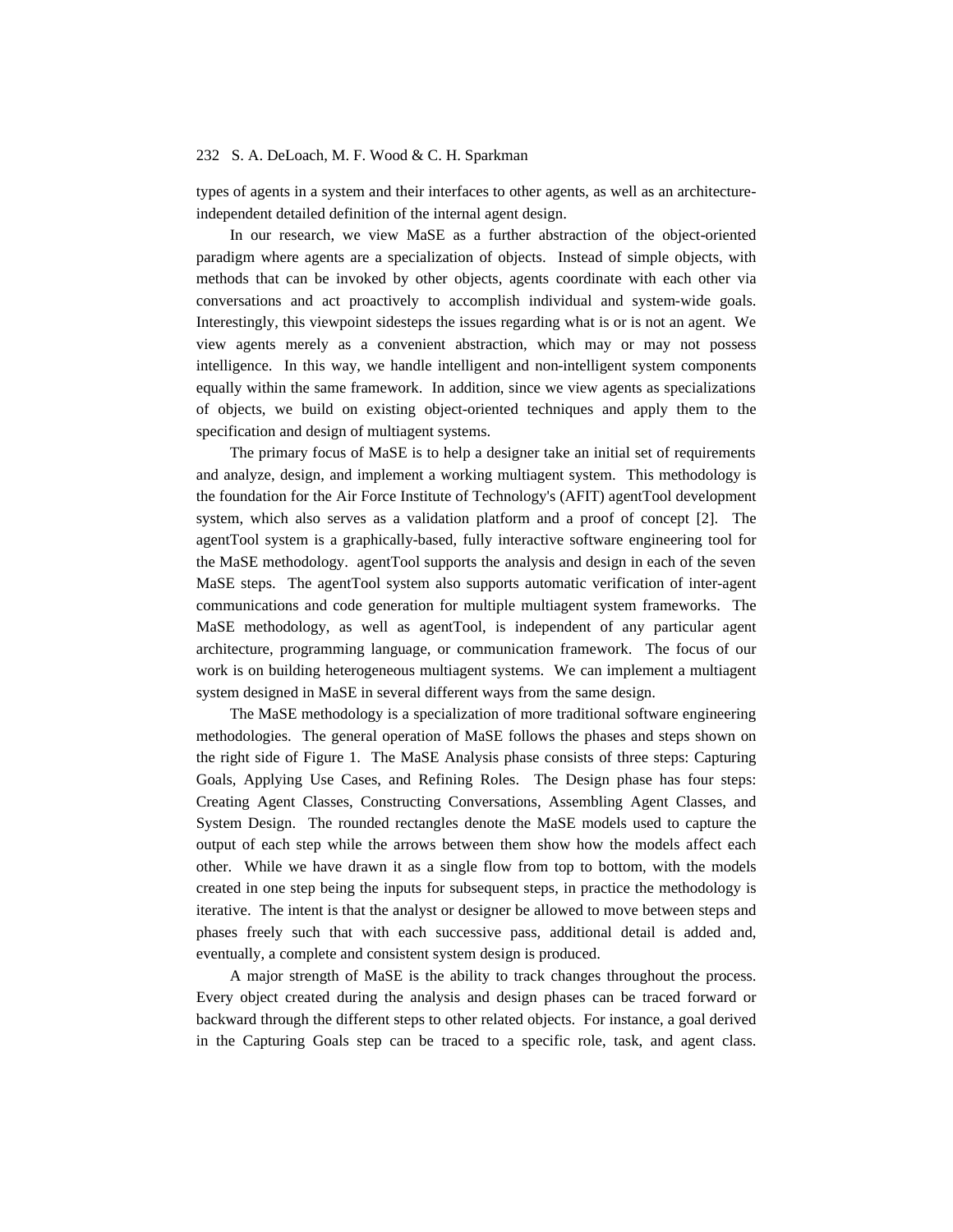types of agents in a system and their interfaces to other agents, as well as an architecture-independent detailed definition of the internal agent design.

In our research, we view MaSE as a further abstraction of the object-oriented paradigm where agents are a specialization of objects. Instead of simple objects, with methods that can be invoked by other objects, agents coordinate with each other via conversations and act proactively to accomplish individual and system-wide goals. Interestingly, this viewpoint sidesteps the issues regarding what is or is not an agent. We view agents merely as a convenient abstraction, which may or may not possess intelligence. In this way, we handle intelligent and non-intelligent system components equally within the same framework. In addition, since we view agents as specializations of objects, we build on existing object-oriented techniques and apply them to the specification and design of multiagent systems.

The primary focus of MaSE is to help a designer take an initial set of requirements and analyze, design, and implement a working multiagent system. This methodology is the foundation for the Air Force Institute of Technology's (AFIT) agentTool development system, which also serves as a validation platform and a proof of concept [2]. The agentTool system is a graphically-based, fully interactive software engineering tool for the MaSE methodology. agentTool supports the analysis and design in each of the seven MaSE steps. The agentTool system also supports automatic verification of inter-agent communications and code generation for multiple multiagent system frameworks. The MaSE methodology, as well as agentTool, is independent of any particular agent architecture, programming language, or communication framework. The focus of our work is on building heterogeneous multiagent systems. We can implement a multiagent system designed in MaSE in several different ways from the same design.

The MaSE methodology is a specialization of more traditional software engineering methodologies. The general operation of MaSE follows the phases and steps shown on the right side of Figure 1. The MaSE Analysis phase consists of three steps: Capturing Goals, Applying Use Cases, and Refining Roles. The Design phase has four steps: Creating Agent Classes, Constructing Conversations, Assembling Agent Classes, and System Design. The rounded rectangles denote the MaSE models used to capture the output of each step while the arrows between them show how the models affect each other. While we have drawn it as a single flow from top to bottom, with the models created in one step being the inputs for subsequent steps, in practice the methodology is iterative. The intent is that the analyst or designer be allowed to move between steps and phases freely such that with each successive pass, additional detail is added and, eventually, a complete and consistent system design is produced.

A major strength of MaSE is the ability to track changes throughout the process. Every object created during the analysis and design phases can be traced forward or backward through the different steps to other related objects. For instance, a goal derived in the Capturing Goals step can be traced to a specific role, task, and agent class.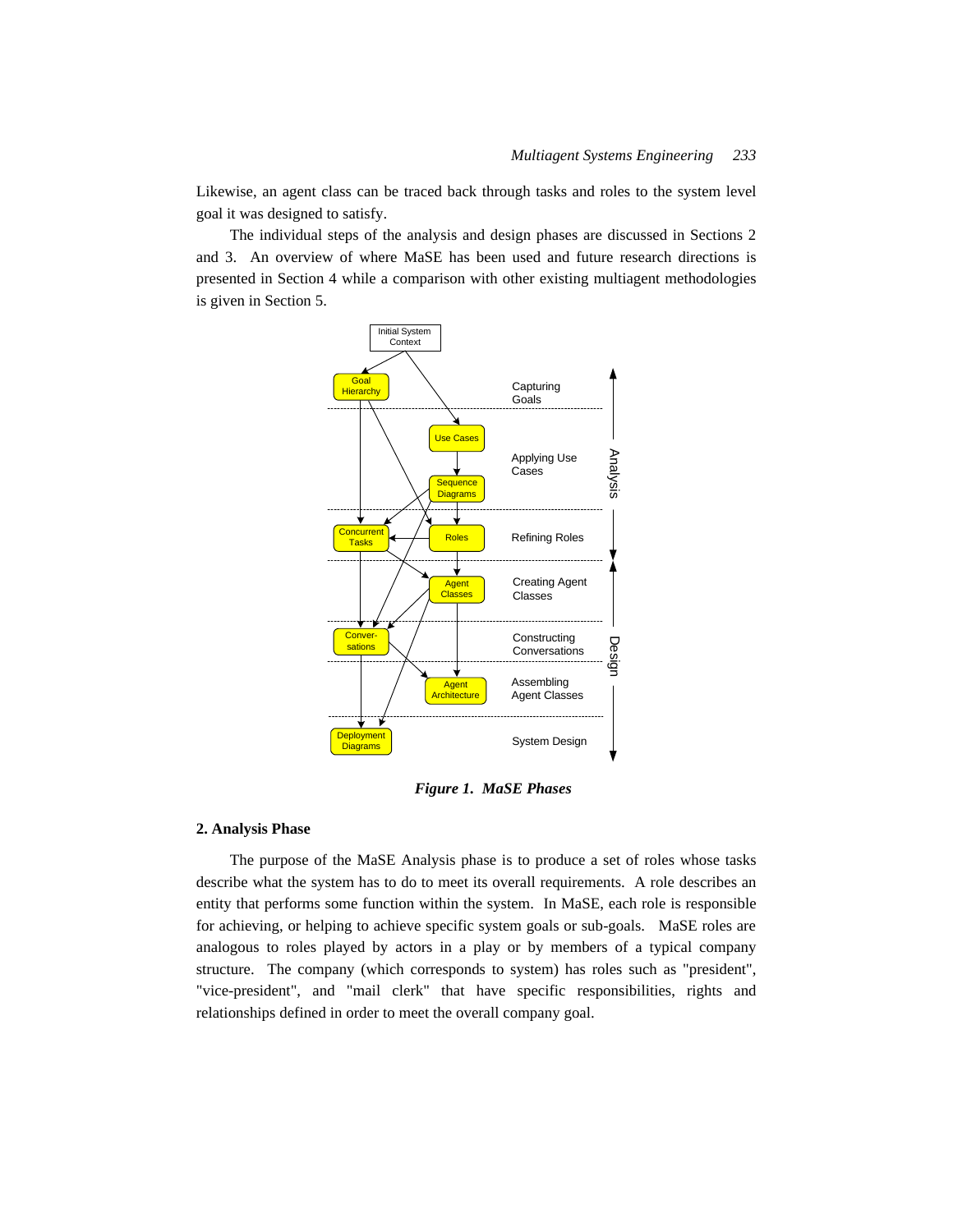Likewise, an agent class can be traced back through tasks and roles to the system level goal it was designed to satisfy.

The individual steps of the analysis and design phases are discussed in Sections 2 and 3. An overview of where MaSE has been used and future research directions is presented in Section 4 while a comparison with other existing multiagent methodologies is given in Section 5.

***Figure 1. MaSE Phases***

## 2. Analysis Phase

The purpose of the MaSE Analysis phase is to produce a set of roles whose tasks describe what the system has to do to meet its overall requirements. A role describes an entity that performs some function within the system. In MaSE, each role is responsible for achieving, or helping to achieve specific system goals or sub-goals. MaSE roles are analogous to roles played by actors in a play or by members of a typical company structure. The company (which corresponds to system) has roles such as "president", "vice-president", and "mail clerk" that have specific responsibilities, rights and relationships defined in order to meet the overall company goal.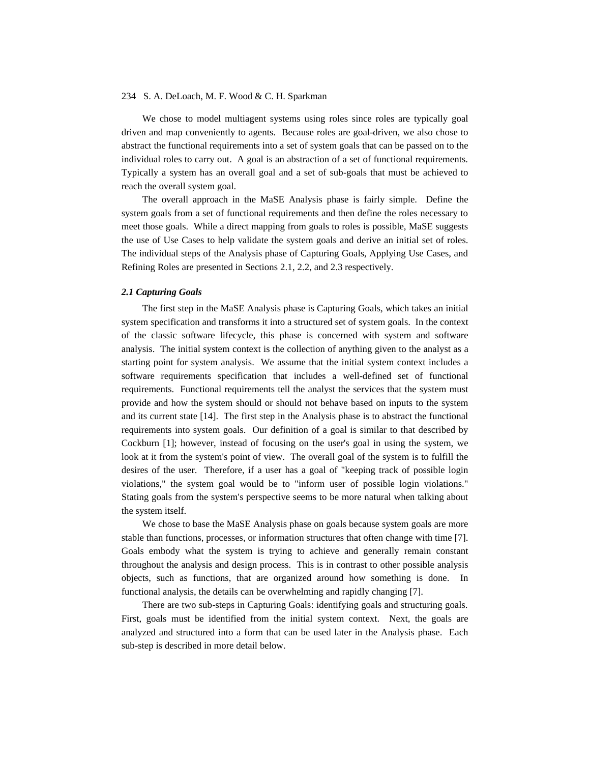We chose to model multiagent systems using roles since roles are typically goal driven and map conveniently to agents. Because roles are goal-driven, we also chose to abstract the functional requirements into a set of system goals that can be passed on to the individual roles to carry out. A goal is an abstraction of a set of functional requirements. Typically a system has an overall goal and a set of sub-goals that must be achieved to reach the overall system goal.

The overall approach in the MaSE Analysis phase is fairly simple. Define the system goals from a set of functional requirements and then define the roles necessary to meet those goals. While a direct mapping from goals to roles is possible, MaSE suggests the use of Use Cases to help validate the system goals and derive an initial set of roles. The individual steps of the Analysis phase of Capturing Goals, Applying Use Cases, and Refining Roles are presented in Sections 2.1, 2.2, and 2.3 respectively.

### *2.1 Capturing Goals*

The first step in the MaSE Analysis phase is Capturing Goals, which takes an initial system specification and transforms it into a structured set of system goals. In the context of the classic software lifecycle, this phase is concerned with system and software analysis. The initial system context is the collection of anything given to the analyst as a starting point for system analysis. We assume that the initial system context includes a software requirements specification that includes a well-defined set of functional requirements. Functional requirements tell the analyst the services that the system must provide and how the system should or should not behave based on inputs to the system and its current state [14]. The first step in the Analysis phase is to abstract the functional requirements into system goals. Our definition of a goal is similar to that described by Cockburn [1]; however, instead of focusing on the user's goal in using the system, we look at it from the system's point of view. The overall goal of the system is to fulfill the desires of the user. Therefore, if a user has a goal of "keeping track of possible login violations," the system goal would be to "inform user of possible login violations." Stating goals from the system's perspective seems to be more natural when talking about the system itself.

We chose to base the MaSE Analysis phase on goals because system goals are more stable than functions, processes, or information structures that often change with time [7]. Goals embody what the system is trying to achieve and generally remain constant throughout the analysis and design process. This is in contrast to other possible analysis objects, such as functions, that are organized around how something is done. In functional analysis, the details can be overwhelming and rapidly changing [7].

There are two sub-steps in Capturing Goals: identifying goals and structuring goals. First, goals must be identified from the initial system context. Next, the goals are analyzed and structured into a form that can be used later in the Analysis phase. Each sub-step is described in more detail below.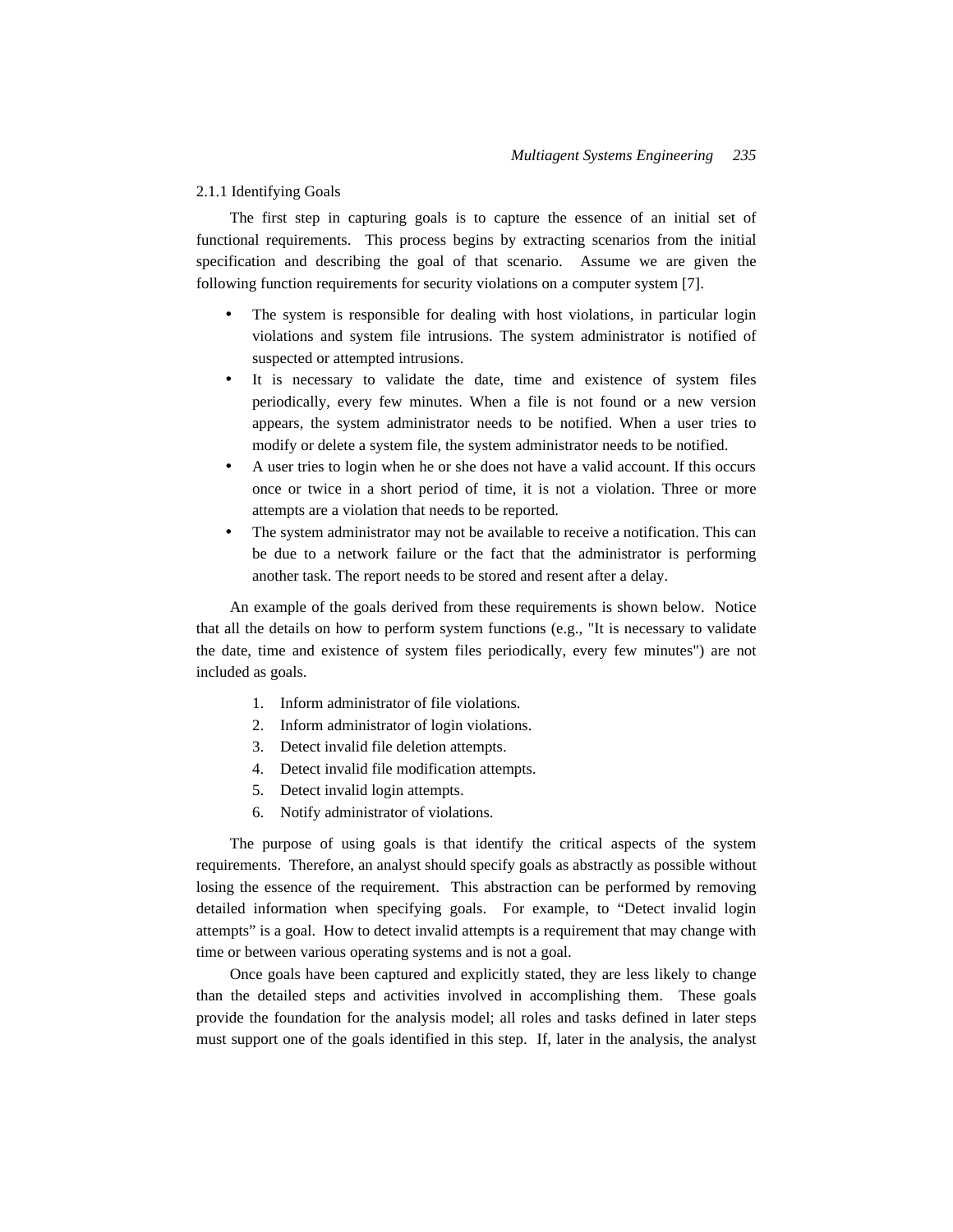### 2.1.1 Identifying Goals

The first step in capturing goals is to capture the essence of an initial set of functional requirements. This process begins by extracting scenarios from the initial specification and describing the goal of that scenario. Assume we are given the following function requirements for security violations on a computer system [7].

- The system is responsible for dealing with host violations, in particular login violations and system file intrusions. The system administrator is notified of suspected or attempted intrusions.
- It is necessary to validate the date, time and existence of system files periodically, every few minutes. When a file is not found or a new version appears, the system administrator needs to be notified. When a user tries to modify or delete a system file, the system administrator needs to be notified.
- A user tries to login when he or she does not have a valid account. If this occurs once or twice in a short period of time, it is not a violation. Three or more attempts are a violation that needs to be reported.
- The system administrator may not be available to receive a notification. This can be due to a network failure or the fact that the administrator is performing another task. The report needs to be stored and resent after a delay.

An example of the goals derived from these requirements is shown below. Notice that all the details on how to perform system functions (e.g., "It is necessary to validate the date, time and existence of system files periodically, every few minutes") are not included as goals.

1. Inform administrator of file violations.
2. Inform administrator of login violations.
3. Detect invalid file deletion attempts.
4. Detect invalid file modification attempts.
5. Detect invalid login attempts.
6. Notify administrator of violations.

The purpose of using goals is that identify the critical aspects of the system requirements. Therefore, an analyst should specify goals as abstractly as possible without losing the essence of the requirement. This abstraction can be performed by removing detailed information when specifying goals. For example, to "Detect invalid login attempts" is a goal. How to detect invalid attempts is a requirement that may change with time or between various operating systems and is not a goal.

Once goals have been captured and explicitly stated, they are less likely to change than the detailed steps and activities involved in accomplishing them. These goals provide the foundation for the analysis model; all roles and tasks defined in later steps must support one of the goals identified in this step. If, later in the analysis, the analyst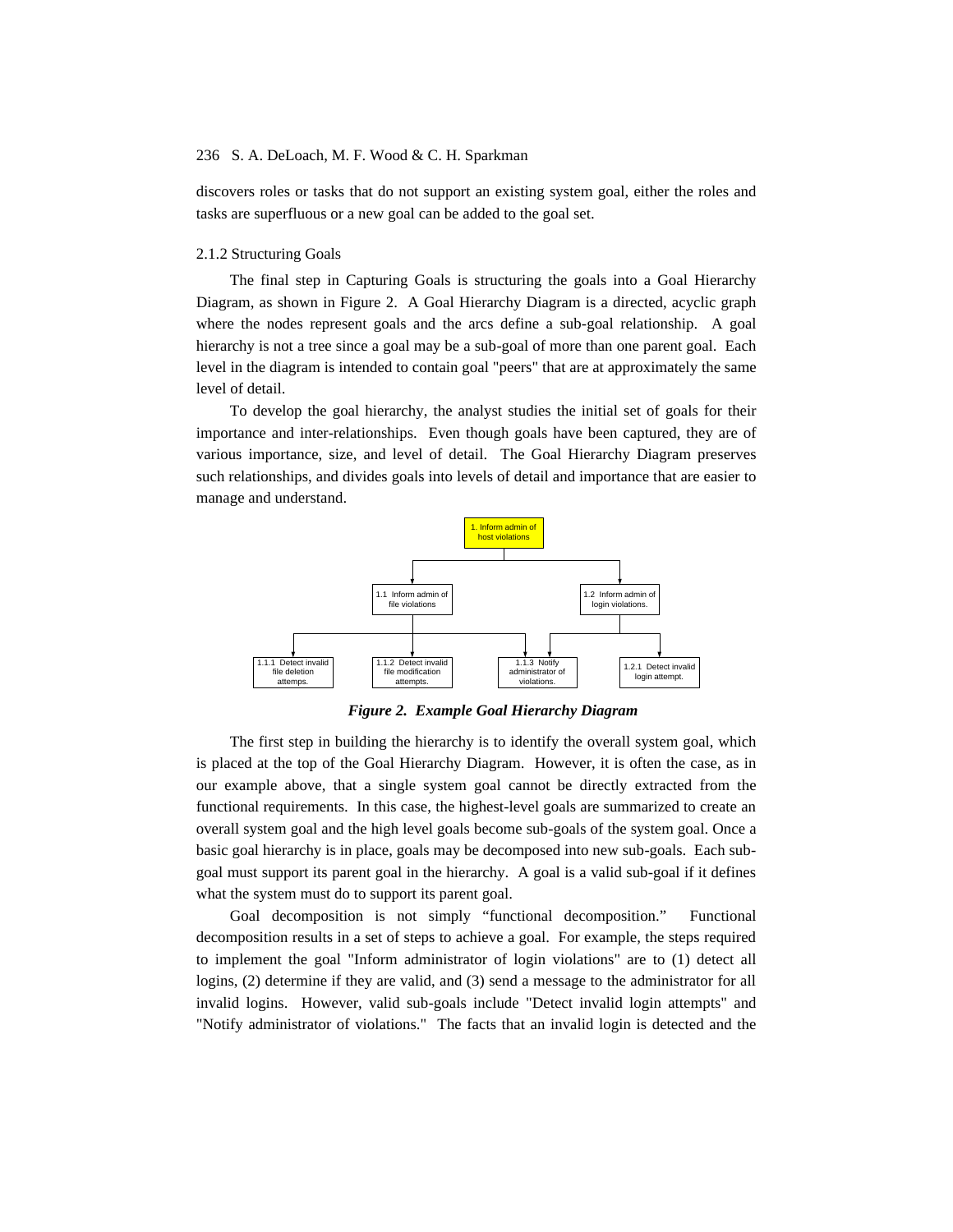discovers roles or tasks that do not support an existing system goal, either the roles and tasks are superfluous or a new goal can be added to the goal set.

### 2.1.2 Structuring Goals

The final step in Capturing Goals is structuring the goals into a Goal Hierarchy Diagram, as shown in Figure 2. A Goal Hierarchy Diagram is a directed, acyclic graph where the nodes represent goals and the arcs define a sub-goal relationship. A goal hierarchy is not a tree since a goal may be a sub-goal of more than one parent goal. Each level in the diagram is intended to contain goal "peers" that are at approximately the same level of detail.

To develop the goal hierarchy, the analyst studies the initial set of goals for their importance and inter-relationships. Even though goals have been captured, they are of various importance, size, and level of detail. The Goal Hierarchy Diagram preserves such relationships, and divides goals into levels of detail and importance that are easier to manage and understand.

1. Inform admin of host violations

1.1 Inform admin of file violations

1.2 Inform admin of login violations.

1.1.1 Detect invalid file deletion attemps.

1.1.2 Detect invalid file modification attempts.

1.1.3 Notify administrator of violations.

1.2.1 Detect invalid login attempt.

***Figure 2. Example Goal Hierarchy Diagram***

The first step in building the hierarchy is to identify the overall system goal, which is placed at the top of the Goal Hierarchy Diagram. However, it is often the case, as in our example above, that a single system goal cannot be directly extracted from the functional requirements. In this case, the highest-level goals are summarized to create an overall system goal and the high level goals become sub-goals of the system goal. Once a basic goal hierarchy is in place, goals may be decomposed into new sub-goals. Each sub-goal must support its parent goal in the hierarchy. A goal is a valid sub-goal if it defines what the system must do to support its parent goal.

Goal decomposition is not simply "functional decomposition." Functional decomposition results in a set of steps to achieve a goal. For example, the steps required to implement the goal "Inform administrator of login violations" are to (1) detect all logins, (2) determine if they are valid, and (3) send a message to the administrator for all invalid logins. However, valid sub-goals include "Detect invalid login attempts" and "Notify administrator of violations." The facts that an invalid login is detected and the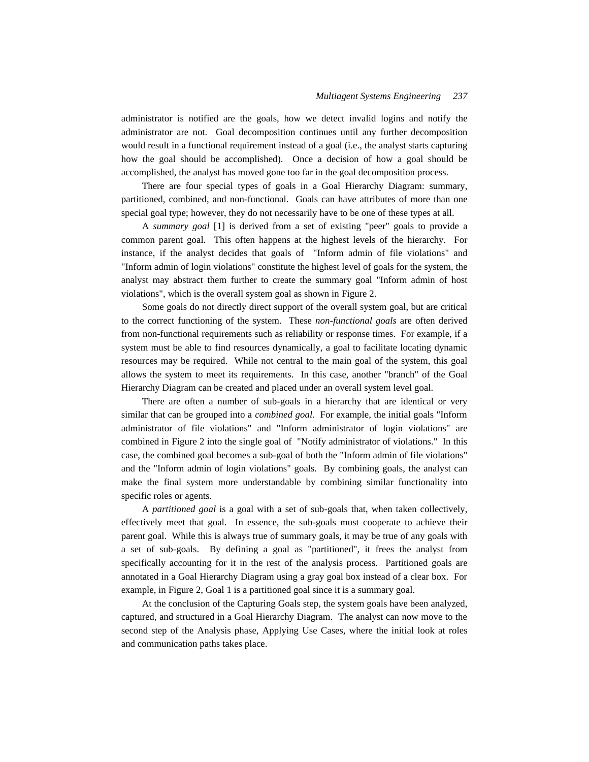administrator is notified are the goals, how we detect invalid logins and notify the administrator are not. Goal decomposition continues until any further decomposition would result in a functional requirement instead of a goal (i.e., the analyst starts capturing how the goal should be accomplished). Once a decision of how a goal should be accomplished, the analyst has moved gone too far in the goal decomposition process.

There are four special types of goals in a Goal Hierarchy Diagram: summary, partitioned, combined, and non-functional. Goals can have attributes of more than one special goal type; however, they do not necessarily have to be one of these types at all.

A *summary goal* [1] is derived from a set of existing "peer" goals to provide a common parent goal. This often happens at the highest levels of the hierarchy. For instance, if the analyst decides that goals of "Inform admin of file violations" and "Inform admin of login violations" constitute the highest level of goals for the system, the analyst may abstract them further to create the summary goal "Inform admin of host violations", which is the overall system goal as shown in Figure 2.

Some goals do not directly direct support of the overall system goal, but are critical to the correct functioning of the system. These *non-functional goals* are often derived from non-functional requirements such as reliability or response times. For example, if a system must be able to find resources dynamically, a goal to facilitate locating dynamic resources may be required. While not central to the main goal of the system, this goal allows the system to meet its requirements. In this case, another "branch" of the Goal Hierarchy Diagram can be created and placed under an overall system level goal.

There are often a number of sub-goals in a hierarchy that are identical or very similar that can be grouped into a *combined goal*. For example, the initial goals "Inform administrator of file violations" and "Inform administrator of login violations" are combined in Figure 2 into the single goal of "Notify administrator of violations." In this case, the combined goal becomes a sub-goal of both the "Inform admin of file violations" and the "Inform admin of login violations" goals. By combining goals, the analyst can make the final system more understandable by combining similar functionality into specific roles or agents.

A *partitioned goal* is a goal with a set of sub-goals that, when taken collectively, effectively meet that goal. In essence, the sub-goals must cooperate to achieve their parent goal. While this is always true of summary goals, it may be true of any goals with a set of sub-goals. By defining a goal as "partitioned", it frees the analyst from specifically accounting for it in the rest of the analysis process. Partitioned goals are annotated in a Goal Hierarchy Diagram using a gray goal box instead of a clear box. For example, in Figure 2, Goal 1 is a partitioned goal since it is a summary goal.

At the conclusion of the Capturing Goals step, the system goals have been analyzed, captured, and structured in a Goal Hierarchy Diagram. The analyst can now move to the second step of the Analysis phase, Applying Use Cases, where the initial look at roles and communication paths takes place.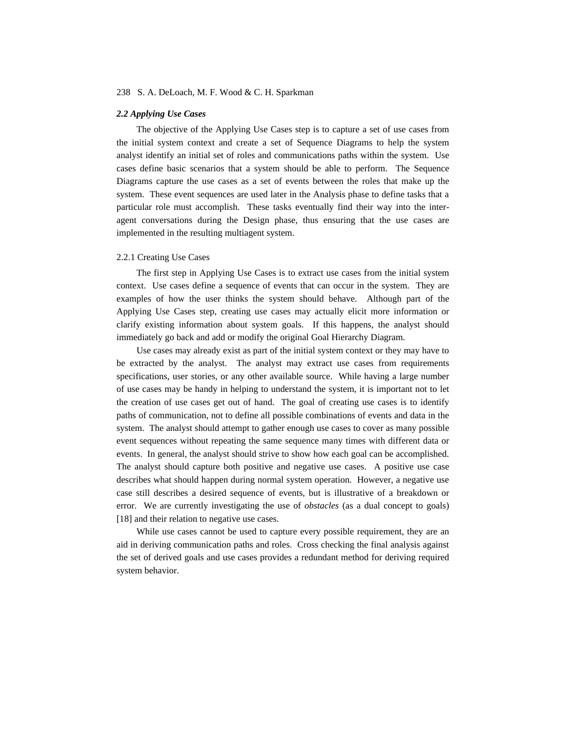### *2.2 Applying Use Cases*

The objective of the Applying Use Cases step is to capture a set of use cases from the initial system context and create a set of Sequence Diagrams to help the system analyst identify an initial set of roles and communications paths within the system. Use cases define basic scenarios that a system should be able to perform. The Sequence Diagrams capture the use cases as a set of events between the roles that make up the system. These event sequences are used later in the Analysis phase to define tasks that a particular role must accomplish. These tasks eventually find their way into the inter-agent conversations during the Design phase, thus ensuring that the use cases are implemented in the resulting multiagent system.

#### 2.2.1 Creating Use Cases

The first step in Applying Use Cases is to extract use cases from the initial system context. Use cases define a sequence of events that can occur in the system. They are examples of how the user thinks the system should behave. Although part of the Applying Use Cases step, creating use cases may actually elicit more information or clarify existing information about system goals. If this happens, the analyst should immediately go back and add or modify the original Goal Hierarchy Diagram.

Use cases may already exist as part of the initial system context or they may have to be extracted by the analyst. The analyst may extract use cases from requirements specifications, user stories, or any other available source. While having a large number of use cases may be handy in helping to understand the system, it is important not to let the creation of use cases get out of hand. The goal of creating use cases is to identify paths of communication, not to define all possible combinations of events and data in the system. The analyst should attempt to gather enough use cases to cover as many possible event sequences without repeating the same sequence many times with different data or events. In general, the analyst should strive to show how each goal can be accomplished. The analyst should capture both positive and negative use cases. A positive use case describes what should happen during normal system operation. However, a negative use case still describes a desired sequence of events, but is illustrative of a breakdown or error. We are currently investigating the use of *obstacles* (as a dual concept to goals) [18] and their relation to negative use cases.

While use cases cannot be used to capture every possible requirement, they are an aid in deriving communication paths and roles. Cross checking the final analysis against the set of derived goals and use cases provides a redundant method for deriving required system behavior.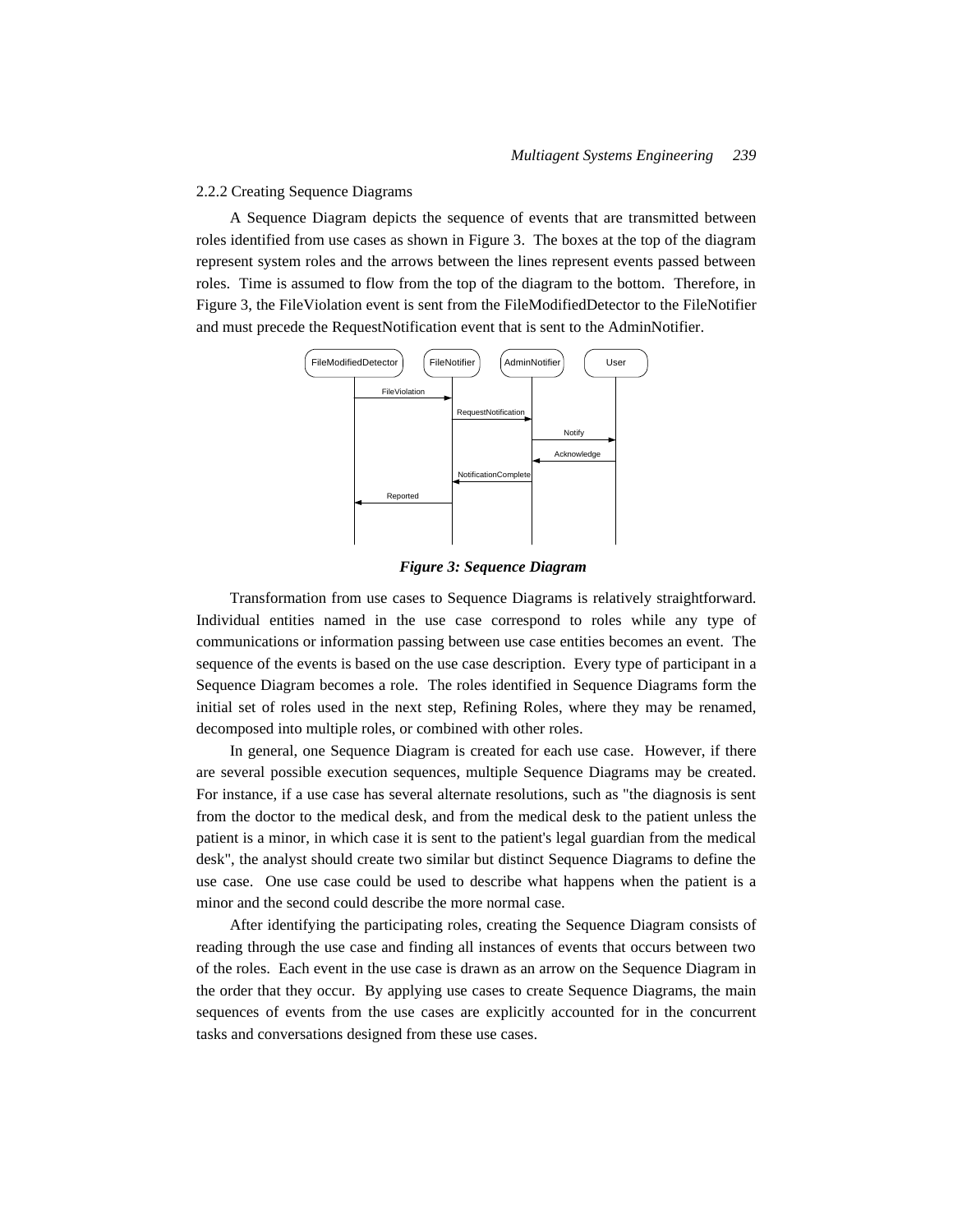### 2.2.2 Creating Sequence Diagrams

A Sequence Diagram depicts the sequence of events that are transmitted between roles identified from use cases as shown in Figure 3. The boxes at the top of the diagram represent system roles and the arrows between the lines represent events passed between roles. Time is assumed to flow from the top of the diagram to the bottom. Therefore, in Figure 3, the FileViolation event is sent from the FileModifiedDetector to the FileNotifier and must precede the RequestNotification event that is sent to the AdminNotifier.

FileModifiedDetector
FileNotifier
AdminNotifier
User
FileViolation
RequestNotification
Notify
Acknowledge
NotificationComplete
Reported

***Figure 3: Sequence Diagram***

Transformation from use cases to Sequence Diagrams is relatively straightforward. Individual entities named in the use case correspond to roles while any type of communications or information passing between use case entities becomes an event. The sequence of the events is based on the use case description. Every type of participant in a Sequence Diagram becomes a role. The roles identified in Sequence Diagrams form the initial set of roles used in the next step, Refining Roles, where they may be renamed, decomposed into multiple roles, or combined with other roles.

In general, one Sequence Diagram is created for each use case. However, if there are several possible execution sequences, multiple Sequence Diagrams may be created. For instance, if a use case has several alternate resolutions, such as "the diagnosis is sent from the doctor to the medical desk, and from the medical desk to the patient unless the patient is a minor, in which case it is sent to the patient's legal guardian from the medical desk", the analyst should create two similar but distinct Sequence Diagrams to define the use case. One use case could be used to describe what happens when the patient is a minor and the second could describe the more normal case.

After identifying the participating roles, creating the Sequence Diagram consists of reading through the use case and finding all instances of events that occurs between two of the roles. Each event in the use case is drawn as an arrow on the Sequence Diagram in the order that they occur. By applying use cases to create Sequence Diagrams, the main sequences of events from the use cases are explicitly accounted for in the concurrent tasks and conversations designed from these use cases.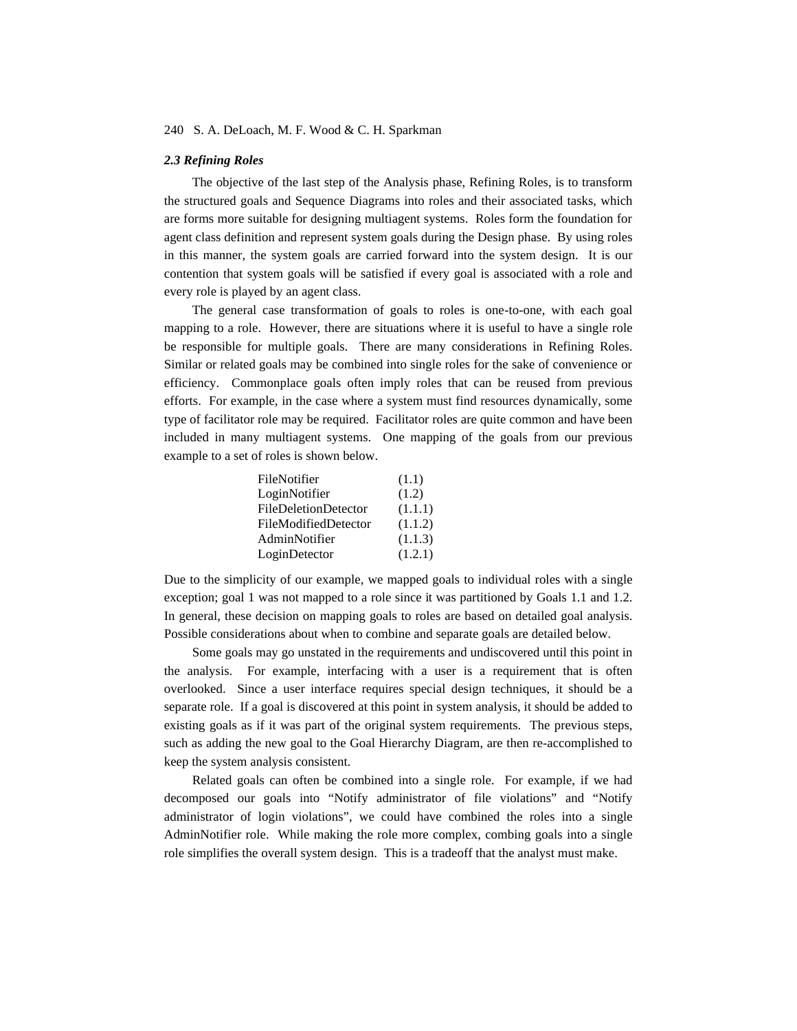### *2.3 Refining Roles*

The objective of the last step of the Analysis phase, Refining Roles, is to transform the structured goals and Sequence Diagrams into roles and their associated tasks, which are forms more suitable for designing multiagent systems. Roles form the foundation for agent class definition and represent system goals during the Design phase. By using roles in this manner, the system goals are carried forward into the system design. It is our contention that system goals will be satisfied if every goal is associated with a role and every role is played by an agent class.

The general case transformation of goals to roles is one-to-one, with each goal mapping to a role. However, there are situations where it is useful to have a single role be responsible for multiple goals. There are many considerations in Refining Roles. Similar or related goals may be combined into single roles for the sake of convenience or efficiency. Commonplace goals often imply roles that can be reused from previous efforts. For example, in the case where a system must find resources dynamically, some type of facilitator role may be required. Facilitator roles are quite common and have been included in many multiagent systems. One mapping of the goals from our previous example to a set of roles is shown below.

| | |
|---|---|
| FileNotifier | (1.1) |
| LoginNotifier | (1.2) |
| FileDeletionDetector | (1.1.1) |
| FileModifiedDetector | (1.1.2) |
| AdminNotifier | (1.1.3) |
| LoginDetector | (1.2.1) |

Due to the simplicity of our example, we mapped goals to individual roles with a single exception; goal 1 was not mapped to a role since it was partitioned by Goals 1.1 and 1.2. In general, these decision on mapping goals to roles are based on detailed goal analysis. Possible considerations about when to combine and separate goals are detailed below.

Some goals may go unstated in the requirements and undiscovered until this point in the analysis. For example, interfacing with a user is a requirement that is often overlooked. Since a user interface requires special design techniques, it should be a separate role. If a goal is discovered at this point in system analysis, it should be added to existing goals as if it was part of the original system requirements. The previous steps, such as adding the new goal to the Goal Hierarchy Diagram, are then re-accomplished to keep the system analysis consistent.

Related goals can often be combined into a single role. For example, if we had decomposed our goals into "Notify administrator of file violations" and "Notify administrator of login violations", we could have combined the roles into a single AdminNotifier role. While making the role more complex, combing goals into a single role simplifies the overall system design. This is a tradeoff that the analyst must make.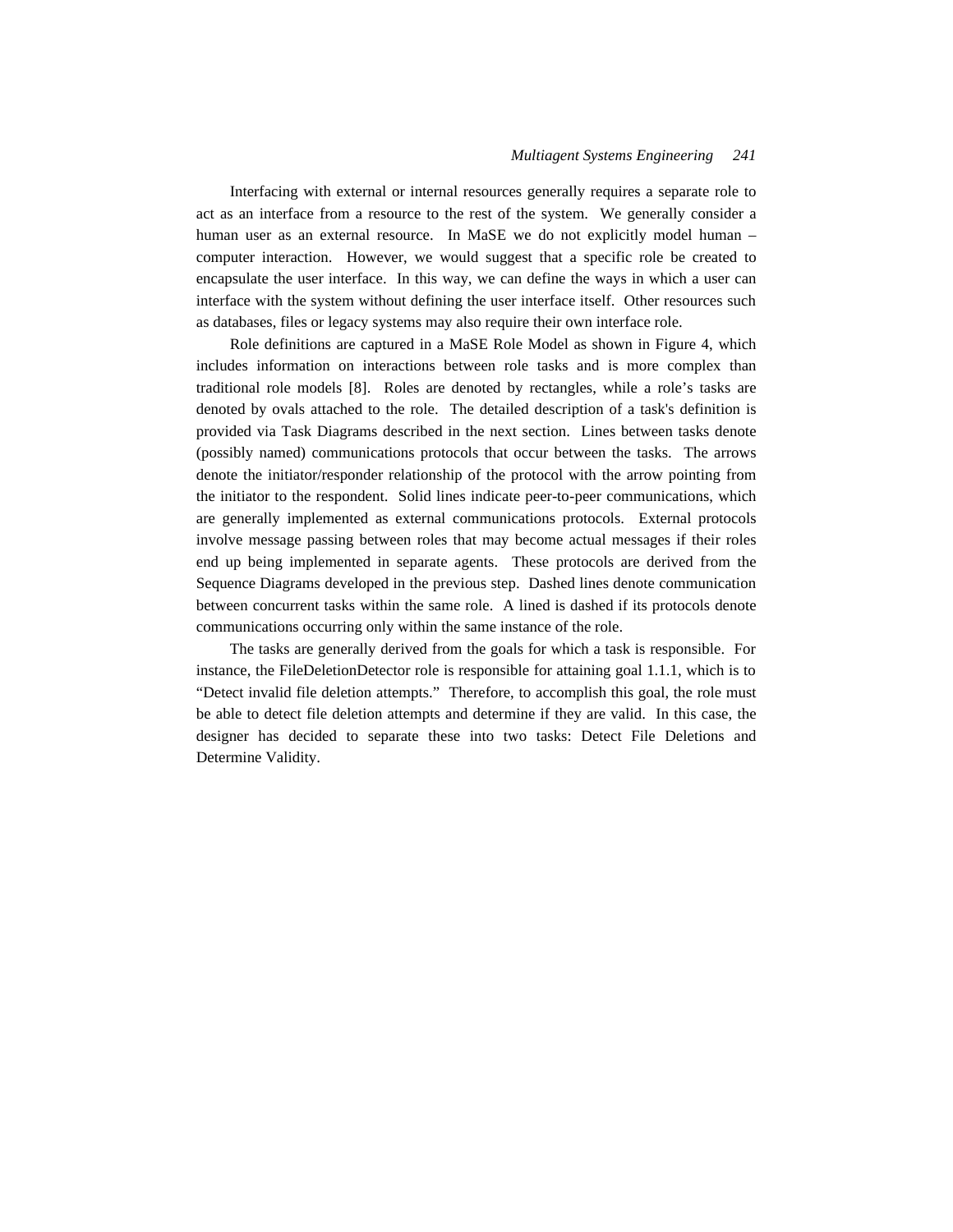Interfacing with external or internal resources generally requires a separate role to act as an interface from a resource to the rest of the system. We generally consider a human user as an external resource. In MaSE we do not explicitly model human – computer interaction. However, we would suggest that a specific role be created to encapsulate the user interface. In this way, we can define the ways in which a user can interface with the system without defining the user interface itself. Other resources such as databases, files or legacy systems may also require their own interface role.

Role definitions are captured in a MaSE Role Model as shown in Figure 4, which includes information on interactions between role tasks and is more complex than traditional role models [8]. Roles are denoted by rectangles, while a role's tasks are denoted by ovals attached to the role. The detailed description of a task's definition is provided via Task Diagrams described in the next section. Lines between tasks denote (possibly named) communications protocols that occur between the tasks. The arrows denote the initiator/responder relationship of the protocol with the arrow pointing from the initiator to the respondent. Solid lines indicate peer-to-peer communications, which are generally implemented as external communications protocols. External protocols involve message passing between roles that may become actual messages if their roles end up being implemented in separate agents. These protocols are derived from the Sequence Diagrams developed in the previous step. Dashed lines denote communication between concurrent tasks within the same role. A lined is dashed if its protocols denote communications occurring only within the same instance of the role.

The tasks are generally derived from the goals for which a task is responsible. For instance, the FileDeletionDetector role is responsible for attaining goal 1.1.1, which is to "Detect invalid file deletion attempts." Therefore, to accomplish this goal, the role must be able to detect file deletion attempts and determine if they are valid. In this case, the designer has decided to separate these into two tasks: Detect File Deletions and Determine Validity.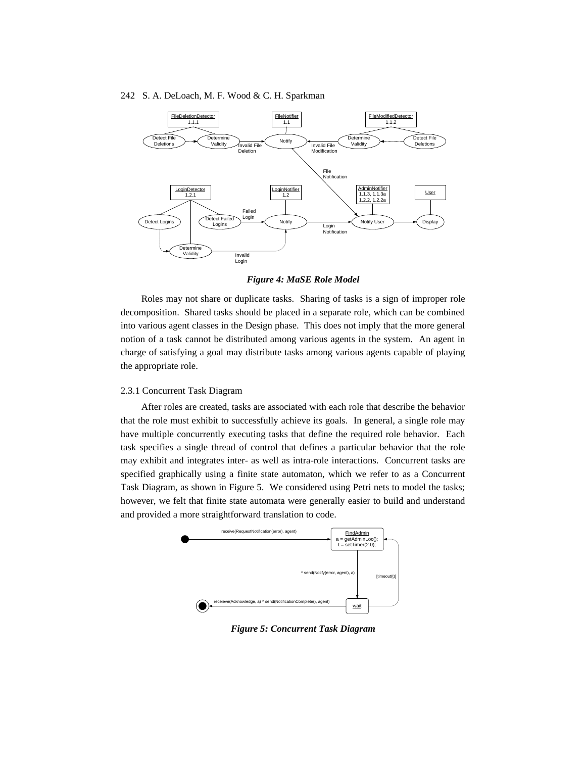*Figure 4: MaSE Role Model*

Roles may not share or duplicate tasks. Sharing of tasks is a sign of improper role decomposition. Shared tasks should be placed in a separate role, which can be combined into various agent classes in the Design phase. This does not imply that the more general notion of a task cannot be distributed among various agents in the system. An agent in charge of satisfying a goal may distribute tasks among various agents capable of playing the appropriate role.

### 2.3.1 Concurrent Task Diagram

After roles are created, tasks are associated with each role that describe the behavior that the role must exhibit to successfully achieve its goals. In general, a single role may have multiple concurrently executing tasks that define the required role behavior. Each task specifies a single thread of control that defines a particular behavior that the role may exhibit and integrates inter- as well as intra-role interactions. Concurrent tasks are specified graphically using a finite state automaton, which we refer to as a Concurrent Task Diagram, as shown in Figure 5. We considered using Petri nets to model the tasks; however, we felt that finite state automata were generally easier to build and understand and provided a more straightforward translation to code.

*Figure 5: Concurrent Task Diagram*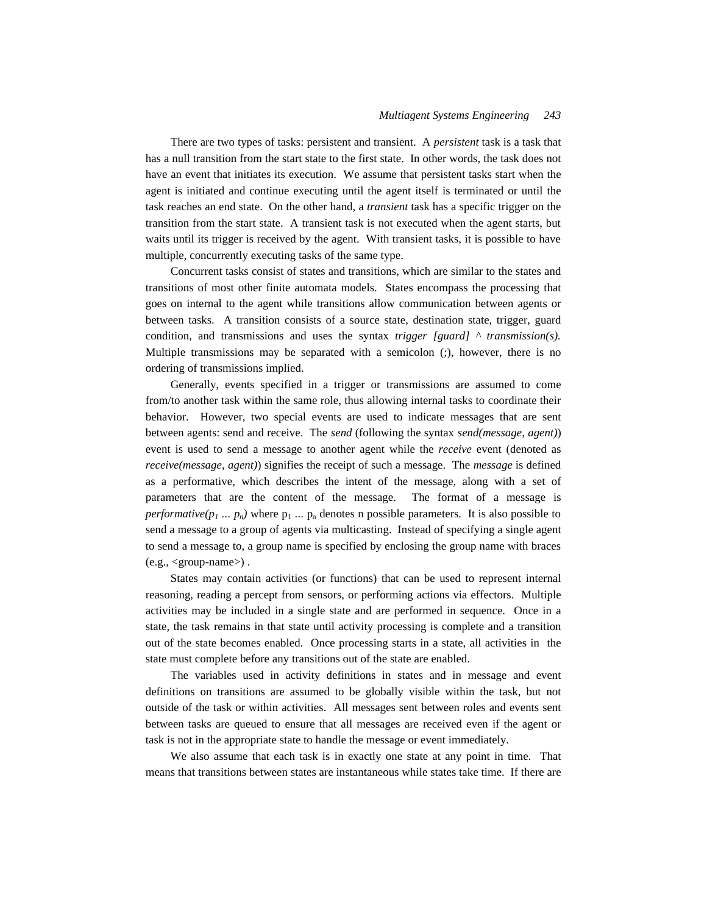There are two types of tasks: persistent and transient. A *persistent* task is a task that has a null transition from the start state to the first state. In other words, the task does not have an event that initiates its execution. We assume that persistent tasks start when the agent is initiated and continue executing until the agent itself is terminated or until the task reaches an end state. On the other hand, a *transient* task has a specific trigger on the transition from the start state. A transient task is not executed when the agent starts, but waits until its trigger is received by the agent. With transient tasks, it is possible to have multiple, concurrently executing tasks of the same type.

Concurrent tasks consist of states and transitions, which are similar to the states and transitions of most other finite automata models. States encompass the processing that goes on internal to the agent while transitions allow communication between agents or between tasks. A transition consists of a source state, destination state, trigger, guard condition, and transmissions and uses the syntax *trigger [guard] ^ transmission(s).* Multiple transmissions may be separated with a semicolon (;), however, there is no ordering of transmissions implied.

Generally, events specified in a trigger or transmissions are assumed to come from/to another task within the same role, thus allowing internal tasks to coordinate their behavior. However, two special events are used to indicate messages that are sent between agents: send and receive. The *send* (following the syntax *send(message, agent)*) event is used to send a message to another agent while the *receive* event (denoted as *receive(message, agent)*) signifies the receipt of such a message. The *message* is defined as a performative, which describes the intent of the message, along with a set of parameters that are the content of the message. The format of a message is *performative*($p_1$ ... $p_n$) where $p_1$ ... $p_n$ denotes n possible parameters. It is also possible to send a message to a group of agents via multicasting. Instead of specifying a single agent to send a message to, a group name is specified by enclosing the group name with braces (e.g., <group-name>) .

States may contain activities (or functions) that can be used to represent internal reasoning, reading a percept from sensors, or performing actions via effectors. Multiple activities may be included in a single state and are performed in sequence. Once in a state, the task remains in that state until activity processing is complete and a transition out of the state becomes enabled. Once processing starts in a state, all activities in the state must complete before any transitions out of the state are enabled.

The variables used in activity definitions in states and in message and event definitions on transitions are assumed to be globally visible within the task, but not outside of the task or within activities. All messages sent between roles and events sent between tasks are queued to ensure that all messages are received even if the agent or task is not in the appropriate state to handle the message or event immediately.

We also assume that each task is in exactly one state at any point in time. That means that transitions between states are instantaneous while states take time. If there are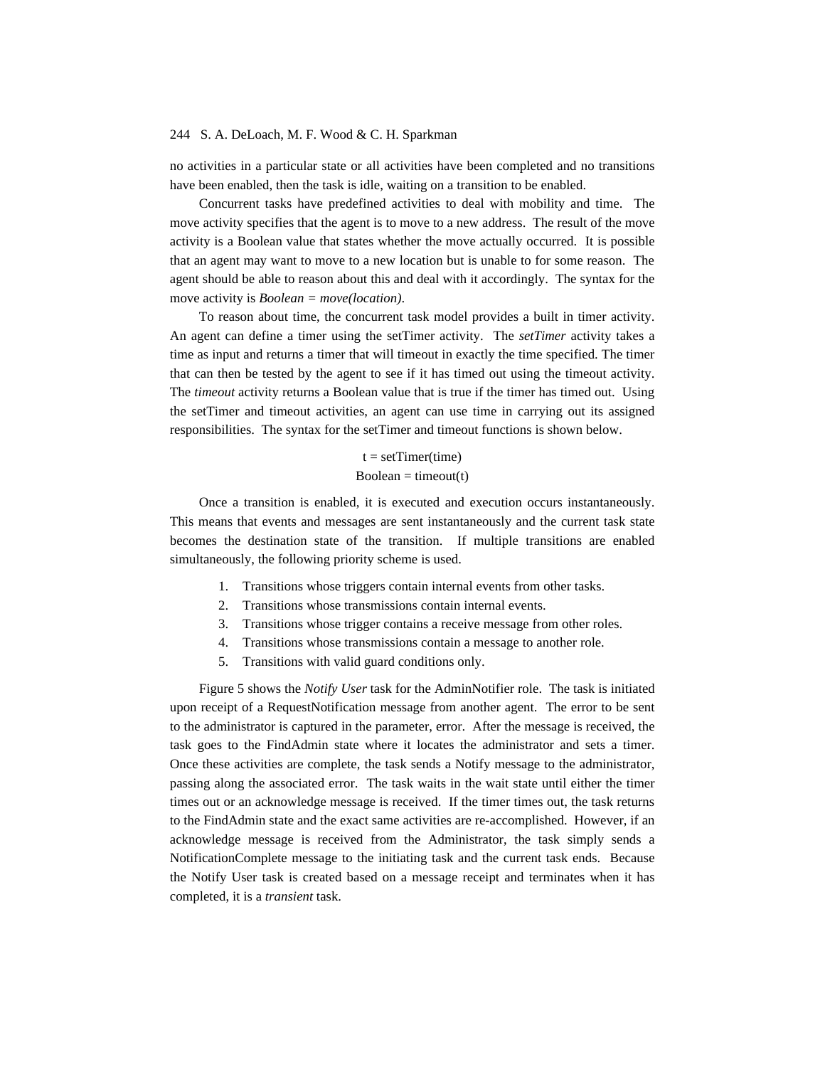no activities in a particular state or all activities have been completed and no transitions have been enabled, then the task is idle, waiting on a transition to be enabled.

Concurrent tasks have predefined activities to deal with mobility and time. The move activity specifies that the agent is to move to a new address. The result of the move activity is a Boolean value that states whether the move actually occurred. It is possible that an agent may want to move to a new location but is unable to for some reason. The agent should be able to reason about this and deal with it accordingly. The syntax for the move activity is *Boolean = move(location)*.

To reason about time, the concurrent task model provides a built in timer activity. An agent can define a timer using the setTimer activity. The *setTimer* activity takes a time as input and returns a timer that will timeout in exactly the time specified. The timer that can then be tested by the agent to see if it has timed out using the timeout activity. The *timeout* activity returns a Boolean value that is true if the timer has timed out. Using the setTimer and timeout activities, an agent can use time in carrying out its assigned responsibilities. The syntax for the setTimer and timeout functions is shown below.

t = setTimer(time)
Boolean = timeout(t)

Once a transition is enabled, it is executed and execution occurs instantaneously. This means that events and messages are sent instantaneously and the current task state becomes the destination state of the transition. If multiple transitions are enabled simultaneously, the following priority scheme is used.

1. Transitions whose triggers contain internal events from other tasks.
2. Transitions whose transmissions contain internal events.
3. Transitions whose trigger contains a receive message from other roles.
4. Transitions whose transmissions contain a message to another role.
5. Transitions with valid guard conditions only.

Figure 5 shows the *Notify User* task for the AdminNotifier role. The task is initiated upon receipt of a RequestNotification message from another agent. The error to be sent to the administrator is captured in the parameter, error. After the message is received, the task goes to the FindAdmin state where it locates the administrator and sets a timer. Once these activities are complete, the task sends a Notify message to the administrator, passing along the associated error. The task waits in the wait state until either the timer times out or an acknowledge message is received. If the timer times out, the task returns to the FindAdmin state and the exact same activities are re-accomplished. However, if an acknowledge message is received from the Administrator, the task simply sends a NotificationComplete message to the initiating task and the current task ends. Because the Notify User task is created based on a message receipt and terminates when it has completed, it is a *transient* task.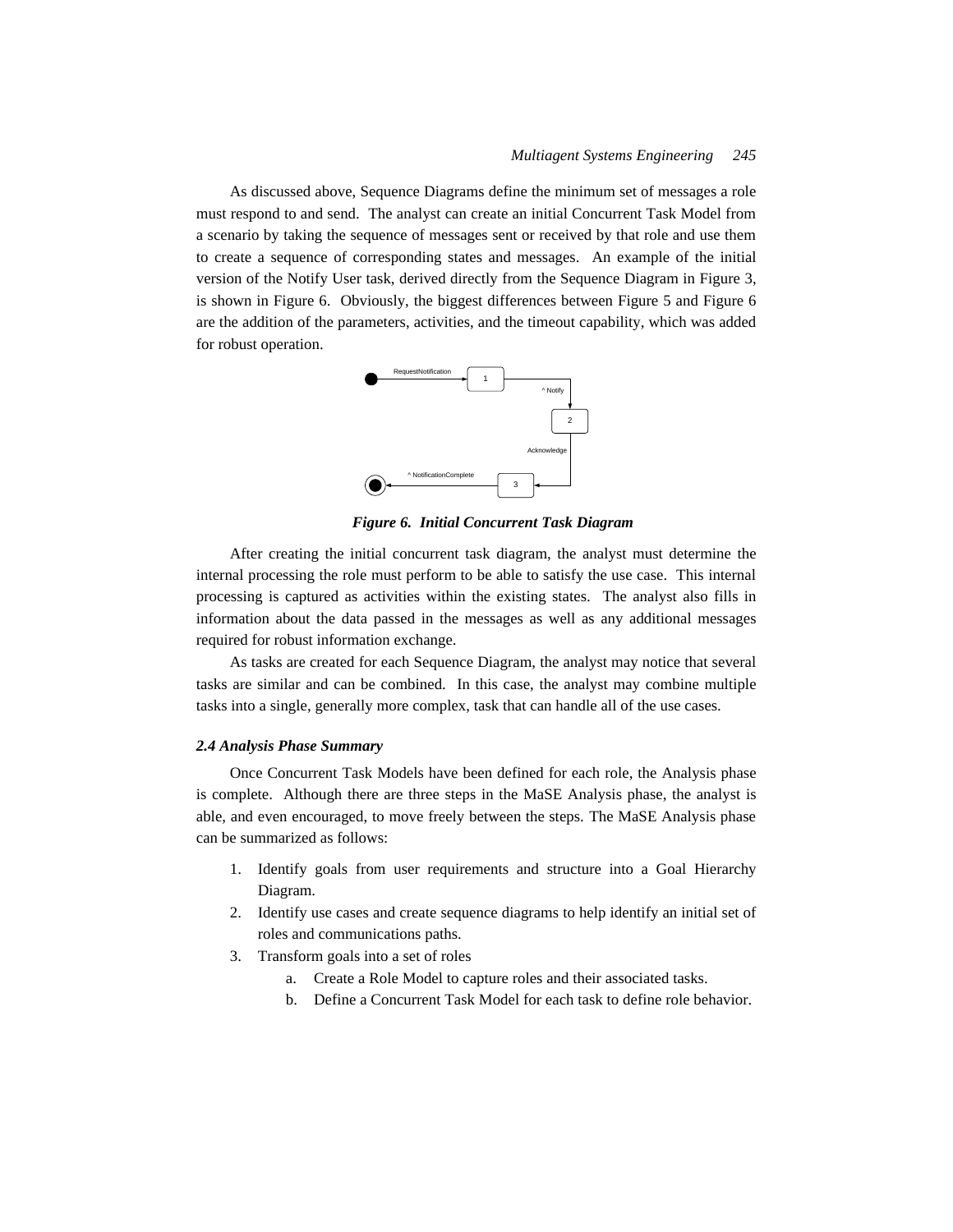As discussed above, Sequence Diagrams define the minimum set of messages a role must respond to and send. The analyst can create an initial Concurrent Task Model from a scenario by taking the sequence of messages sent or received by that role and use them to create a sequence of corresponding states and messages. An example of the initial version of the Notify User task, derived directly from the Sequence Diagram in Figure 3, is shown in Figure 6. Obviously, the biggest differences between Figure 5 and Figure 6 are the addition of the parameters, activities, and the timeout capability, which was added for robust operation.

***Figure 6. Initial Concurrent Task Diagram***

After creating the initial concurrent task diagram, the analyst must determine the internal processing the role must perform to be able to satisfy the use case. This internal processing is captured as activities within the existing states. The analyst also fills in information about the data passed in the messages as well as any additional messages required for robust information exchange.

As tasks are created for each Sequence Diagram, the analyst may notice that several tasks are similar and can be combined. In this case, the analyst may combine multiple tasks into a single, generally more complex, task that can handle all of the use cases.

### *2.4 Analysis Phase Summary*

Once Concurrent Task Models have been defined for each role, the Analysis phase is complete. Although there are three steps in the MaSE Analysis phase, the analyst is able, and even encouraged, to move freely between the steps. The MaSE Analysis phase can be summarized as follows:

1. Identify goals from user requirements and structure into a Goal Hierarchy Diagram.
2. Identify use cases and create sequence diagrams to help identify an initial set of roles and communications paths.
3. Transform goals into a set of roles
   a. Create a Role Model to capture roles and their associated tasks.
   b. Define a Concurrent Task Model for each task to define role behavior.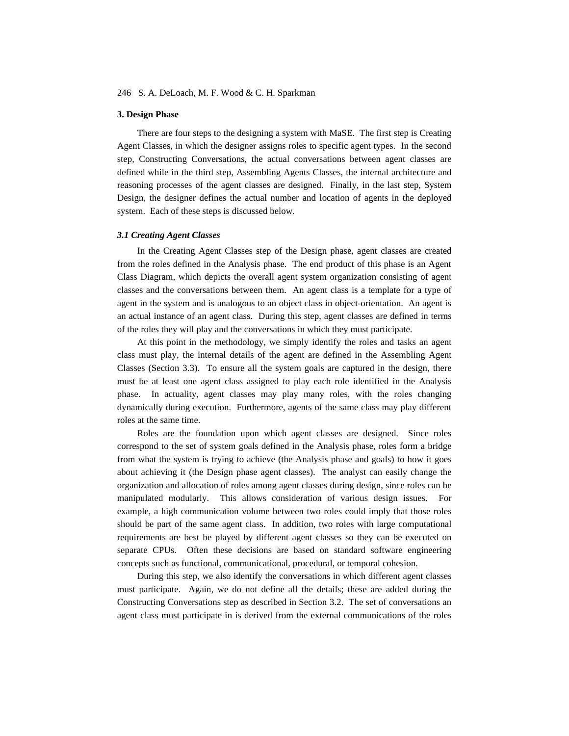## 3. Design Phase

There are four steps to the designing a system with MaSE. The first step is Creating Agent Classes, in which the designer assigns roles to specific agent types. In the second step, Constructing Conversations, the actual conversations between agent classes are defined while in the third step, Assembling Agents Classes, the internal architecture and reasoning processes of the agent classes are designed. Finally, in the last step, System Design, the designer defines the actual number and location of agents in the deployed system. Each of these steps is discussed below.

### *3.1 Creating Agent Classes*

In the Creating Agent Classes step of the Design phase, agent classes are created from the roles defined in the Analysis phase. The end product of this phase is an Agent Class Diagram, which depicts the overall agent system organization consisting of agent classes and the conversations between them. An agent class is a template for a type of agent in the system and is analogous to an object class in object-orientation. An agent is an actual instance of an agent class. During this step, agent classes are defined in terms of the roles they will play and the conversations in which they must participate.

At this point in the methodology, we simply identify the roles and tasks an agent class must play, the internal details of the agent are defined in the Assembling Agent Classes (Section 3.3). To ensure all the system goals are captured in the design, there must be at least one agent class assigned to play each role identified in the Analysis phase. In actuality, agent classes may play many roles, with the roles changing dynamically during execution. Furthermore, agents of the same class may play different roles at the same time.

Roles are the foundation upon which agent classes are designed. Since roles correspond to the set of system goals defined in the Analysis phase, roles form a bridge from what the system is trying to achieve (the Analysis phase and goals) to how it goes about achieving it (the Design phase agent classes). The analyst can easily change the organization and allocation of roles among agent classes during design, since roles can be manipulated modularly. This allows consideration of various design issues. For example, a high communication volume between two roles could imply that those roles should be part of the same agent class. In addition, two roles with large computational requirements are best be played by different agent classes so they can be executed on separate CPUs. Often these decisions are based on standard software engineering concepts such as functional, communicational, procedural, or temporal cohesion.

During this step, we also identify the conversations in which different agent classes must participate. Again, we do not define all the details; these are added during the Constructing Conversations step as described in Section 3.2. The set of conversations an agent class must participate in is derived from the external communications of the roles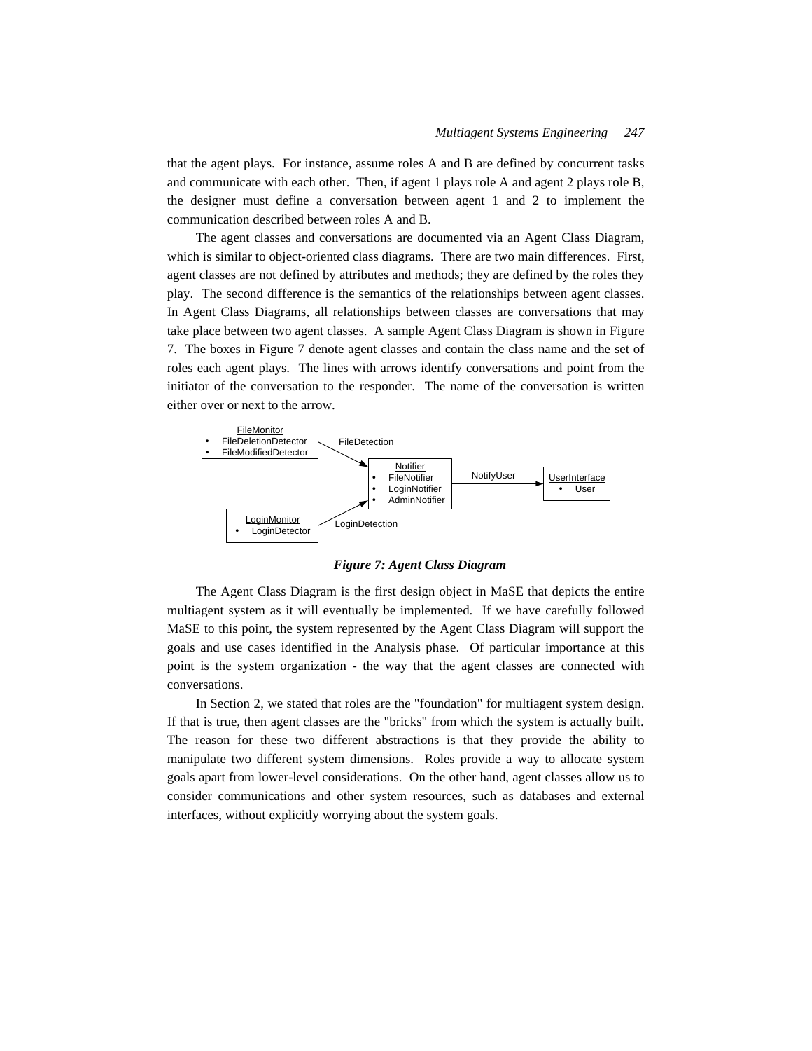that the agent plays. For instance, assume roles A and B are defined by concurrent tasks and communicate with each other. Then, if agent 1 plays role A and agent 2 plays role B, the designer must define a conversation between agent 1 and 2 to implement the communication described between roles A and B.

The agent classes and conversations are documented via an Agent Class Diagram, which is similar to object-oriented class diagrams. There are two main differences. First, agent classes are not defined by attributes and methods; they are defined by the roles they play. The second difference is the semantics of the relationships between agent classes. In Agent Class Diagrams, all relationships between classes are conversations that may take place between two agent classes. A sample Agent Class Diagram is shown in Figure 7. The boxes in Figure 7 denote agent classes and contain the class name and the set of roles each agent plays. The lines with arrows identify conversations and point from the initiator of the conversation to the responder. The name of the conversation is written either over or next to the arrow.

FileMonitor
- FileDeletionDetector
- FileModifiedDetector

FileDetection

Notifier
- FileNotifier
- LoginNotifier
- AdminNotifier

NotifyUser

UserInterface
- User

LoginMonitor
- LoginDetector

LoginDetection

***Figure 7: Agent Class Diagram***

The Agent Class Diagram is the first design object in MaSE that depicts the entire multiagent system as it will eventually be implemented. If we have carefully followed MaSE to this point, the system represented by the Agent Class Diagram will support the goals and use cases identified in the Analysis phase. Of particular importance at this point is the system organization - the way that the agent classes are connected with conversations.

In Section 2, we stated that roles are the "foundation" for multiagent system design. If that is true, then agent classes are the "bricks" from which the system is actually built. The reason for these two different abstractions is that they provide the ability to manipulate two different system dimensions. Roles provide a way to allocate system goals apart from lower-level considerations. On the other hand, agent classes allow us to consider communications and other system resources, such as databases and external interfaces, without explicitly worrying about the system goals.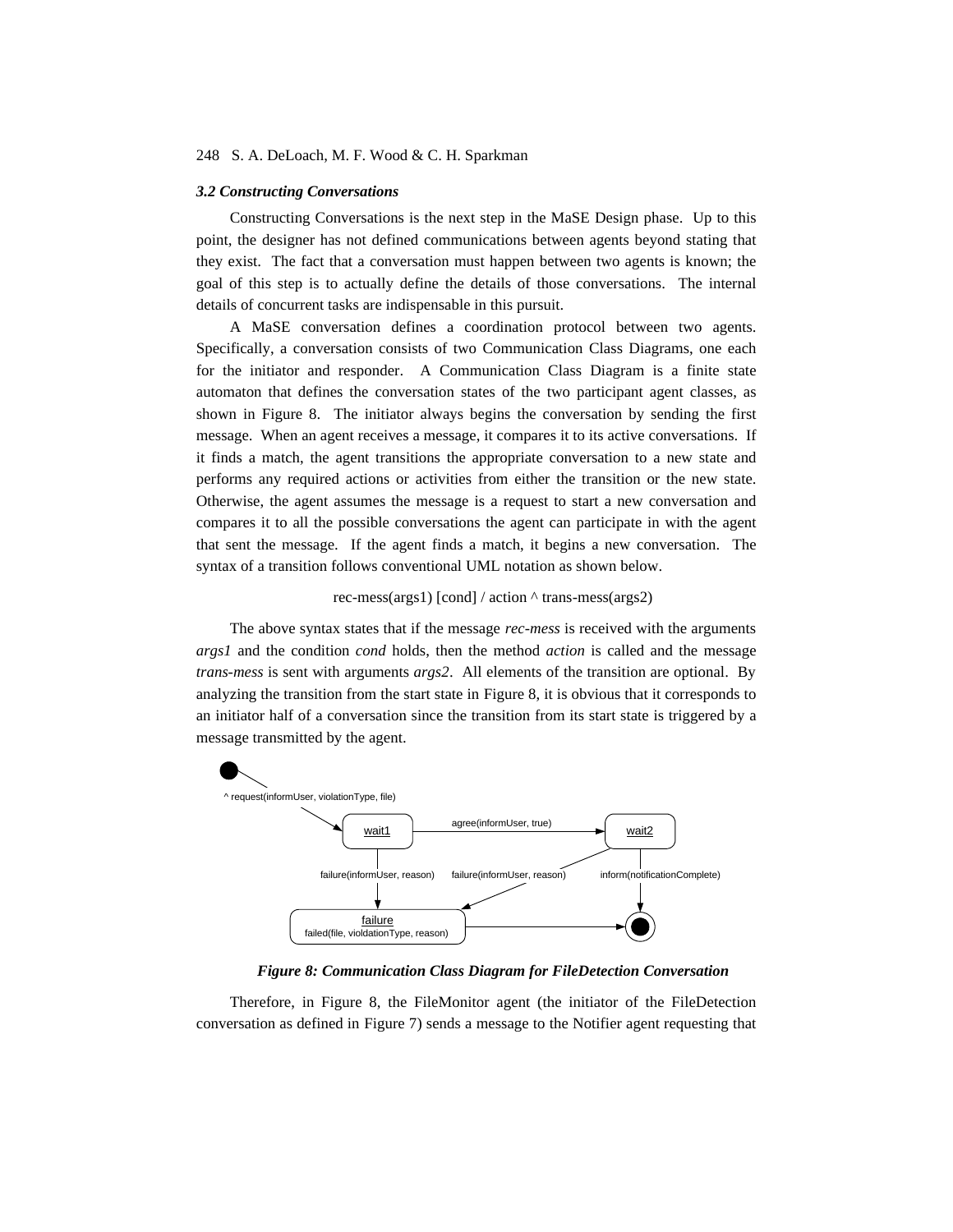### *3.2 Constructing Conversations*

Constructing Conversations is the next step in the MaSE Design phase. Up to this point, the designer has not defined communications between agents beyond stating that they exist. The fact that a conversation must happen between two agents is known; the goal of this step is to actually define the details of those conversations. The internal details of concurrent tasks are indispensable in this pursuit.

A MaSE conversation defines a coordination protocol between two agents. Specifically, a conversation consists of two Communication Class Diagrams, one each for the initiator and responder. A Communication Class Diagram is a finite state automaton that defines the conversation states of the two participant agent classes, as shown in Figure 8. The initiator always begins the conversation by sending the first message. When an agent receives a message, it compares it to its active conversations. If it finds a match, the agent transitions the appropriate conversation to a new state and performs any required actions or activities from either the transition or the new state. Otherwise, the agent assumes the message is a request to start a new conversation and compares it to all the possible conversations the agent can participate in with the agent that sent the message. If the agent finds a match, it begins a new conversation. The syntax of a transition follows conventional UML notation as shown below.

rec-mess(args1) [cond] / action ^ trans-mess(args2)

The above syntax states that if the message *rec-mess* is received with the arguments *args1* and the condition *cond* holds, then the method *action* is called and the message *trans-mess* is sent with arguments *args2*. All elements of the transition are optional. By analyzing the transition from the start state in Figure 8, it is obvious that it corresponds to an initiator half of a conversation since the transition from its start state is triggered by a message transmitted by the agent.

***Figure 8: Communication Class Diagram for FileDetection Conversation***

Therefore, in Figure 8, the FileMonitor agent (the initiator of the FileDetection conversation as defined in Figure 7) sends a message to the Notifier agent requesting that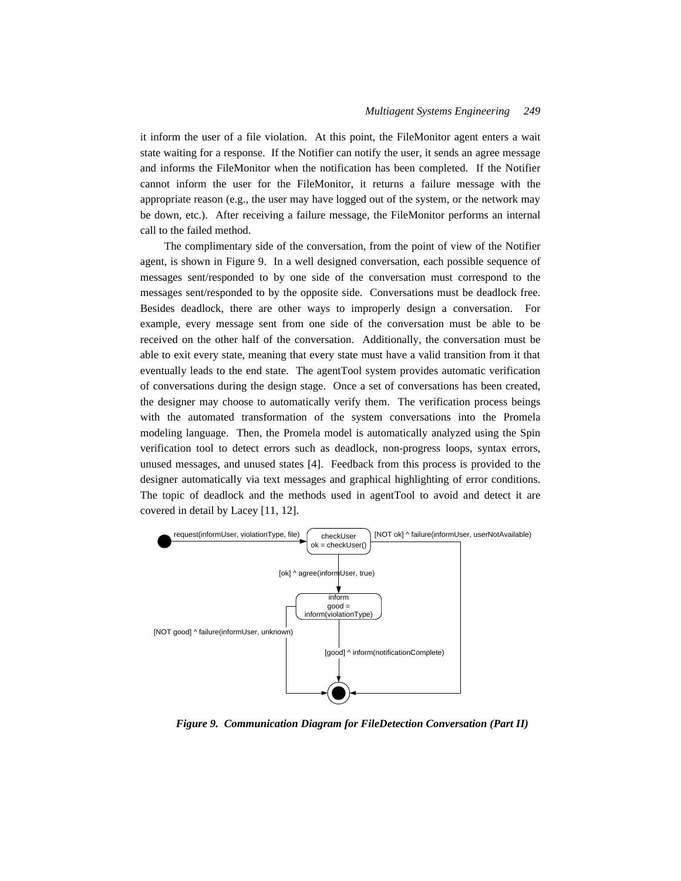it inform the user of a file violation. At this point, the FileMonitor agent enters a wait state waiting for a response. If the Notifier can notify the user, it sends an agree message and informs the FileMonitor when the notification has been completed. If the Notifier cannot inform the user for the FileMonitor, it returns a failure message with the appropriate reason (e.g., the user may have logged out of the system, or the network may be down, etc.). After receiving a failure message, the FileMonitor performs an internal call to the failed method.

The complimentary side of the conversation, from the point of view of the Notifier agent, is shown in Figure 9. In a well designed conversation, each possible sequence of messages sent/responded to by one side of the conversation must correspond to the messages sent/responded to by the opposite side. Conversations must be deadlock free. Besides deadlock, there are other ways to improperly design a conversation. For example, every message sent from one side of the conversation must be able to be received on the other half of the conversation. Additionally, the conversation must be able to exit every state, meaning that every state must have a valid transition from it that eventually leads to the end state. The agentTool system provides automatic verification of conversations during the design stage. Once a set of conversations has been created, the designer may choose to automatically verify them. The verification process beings with the automated transformation of the system conversations into the Promela modeling language. Then, the Promela model is automatically analyzed using the Spin verification tool to detect errors such as deadlock, non-progress loops, syntax errors, unused messages, and unused states [4]. Feedback from this process is provided to the designer automatically via text messages and graphical highlighting of error conditions. The topic of deadlock and the methods used in agentTool to avoid and detect it are covered in detail by Lacey [11, 12].

request(informUser, violationType, file)

checkUser
ok = checkUser()

[NOT ok] ^ failure(informUser, userNotAvailable)

[ok] ^ agree(informUser, true)

inform
good = inform(violationType)

[NOT good] ^ failure(informUser, unknown)

[good] ^ inform(notificationComplete)

***Figure 9. Communication Diagram for FileDetection Conversation (Part II)***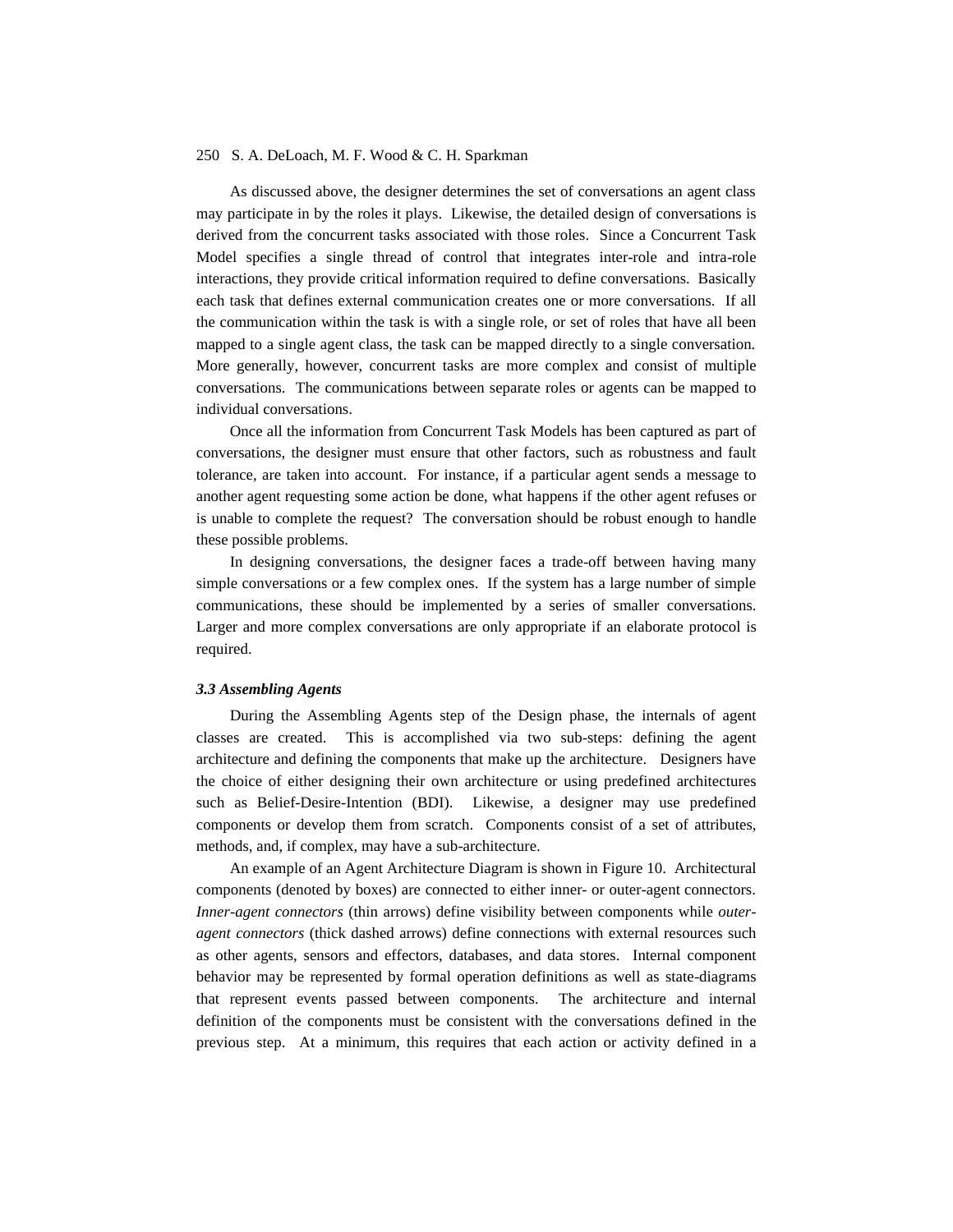As discussed above, the designer determines the set of conversations an agent class may participate in by the roles it plays. Likewise, the detailed design of conversations is derived from the concurrent tasks associated with those roles. Since a Concurrent Task Model specifies a single thread of control that integrates inter-role and intra-role interactions, they provide critical information required to define conversations. Basically each task that defines external communication creates one or more conversations. If all the communication within the task is with a single role, or set of roles that have all been mapped to a single agent class, the task can be mapped directly to a single conversation. More generally, however, concurrent tasks are more complex and consist of multiple conversations. The communications between separate roles or agents can be mapped to individual conversations.

Once all the information from Concurrent Task Models has been captured as part of conversations, the designer must ensure that other factors, such as robustness and fault tolerance, are taken into account. For instance, if a particular agent sends a message to another agent requesting some action be done, what happens if the other agent refuses or is unable to complete the request? The conversation should be robust enough to handle these possible problems.

In designing conversations, the designer faces a trade-off between having many simple conversations or a few complex ones. If the system has a large number of simple communications, these should be implemented by a series of smaller conversations. Larger and more complex conversations are only appropriate if an elaborate protocol is required.

### *3.3 Assembling Agents*

During the Assembling Agents step of the Design phase, the internals of agent classes are created. This is accomplished via two sub-steps: defining the agent architecture and defining the components that make up the architecture. Designers have the choice of either designing their own architecture or using predefined architectures such as Belief-Desire-Intention (BDI). Likewise, a designer may use predefined components or develop them from scratch. Components consist of a set of attributes, methods, and, if complex, may have a sub-architecture.

An example of an Agent Architecture Diagram is shown in Figure 10. Architectural components (denoted by boxes) are connected to either inner- or outer-agent connectors. *Inner-agent connectors* (thin arrows) define visibility between components while *outer-agent connectors* (thick dashed arrows) define connections with external resources such as other agents, sensors and effectors, databases, and data stores. Internal component behavior may be represented by formal operation definitions as well as state-diagrams that represent events passed between components. The architecture and internal definition of the components must be consistent with the conversations defined in the previous step. At a minimum, this requires that each action or activity defined in a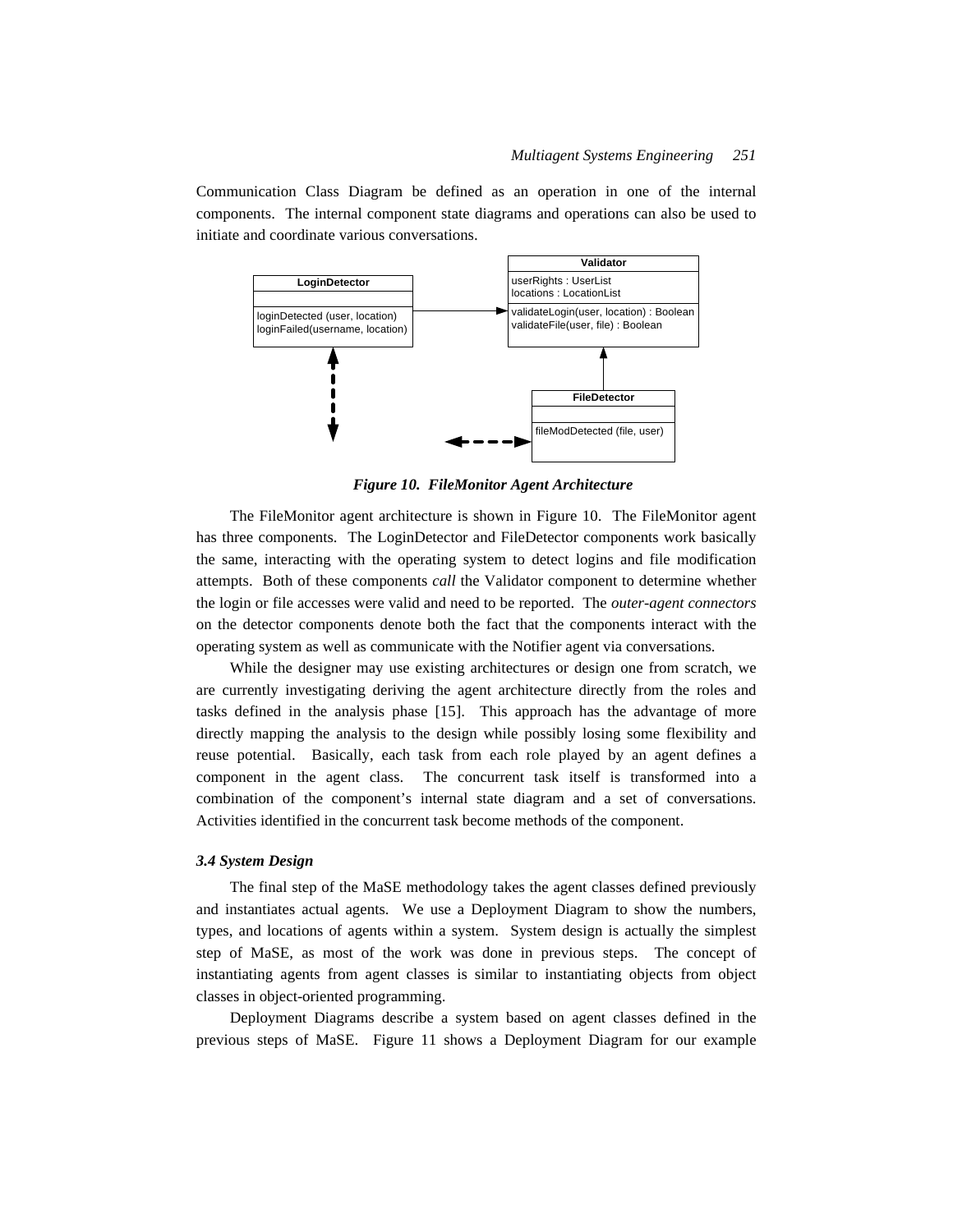Communication Class Diagram be defined as an operation in one of the internal components. The internal component state diagrams and operations can also be used to initiate and coordinate various conversations.

*Figure 10. FileMonitor Agent Architecture*

The FileMonitor agent architecture is shown in Figure 10. The FileMonitor agent has three components. The LoginDetector and FileDetector components work basically the same, interacting with the operating system to detect logins and file modification attempts. Both of these components *call* the Validator component to determine whether the login or file accesses were valid and need to be reported. The *outer-agent connectors* on the detector components denote both the fact that the components interact with the operating system as well as communicate with the Notifier agent via conversations.

While the designer may use existing architectures or design one from scratch, we are currently investigating deriving the agent architecture directly from the roles and tasks defined in the analysis phase [15]. This approach has the advantage of more directly mapping the analysis to the design while possibly losing some flexibility and reuse potential. Basically, each task from each role played by an agent defines a component in the agent class. The concurrent task itself is transformed into a combination of the component's internal state diagram and a set of conversations. Activities identified in the concurrent task become methods of the component.

### 3.4 System Design

The final step of the MaSE methodology takes the agent classes defined previously and instantiates actual agents. We use a Deployment Diagram to show the numbers, types, and locations of agents within a system. System design is actually the simplest step of MaSE, as most of the work was done in previous steps. The concept of instantiating agents from agent classes is similar to instantiating objects from object classes in object-oriented programming.

Deployment Diagrams describe a system based on agent classes defined in the previous steps of MaSE. Figure 11 shows a Deployment Diagram for our example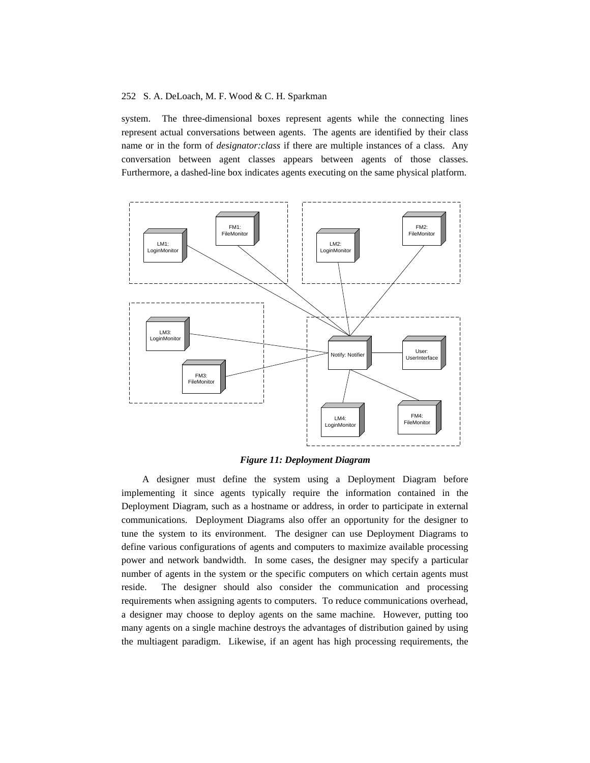system. The three-dimensional boxes represent agents while the connecting lines represent actual conversations between agents. The agents are identified by their class name or in the form of *designator:class* if there are multiple instances of a class. Any conversation between agent classes appears between agents of those classes. Furthermore, a dashed-line box indicates agents executing on the same physical platform.

***Figure 11: Deployment Diagram***

A designer must define the system using a Deployment Diagram before implementing it since agents typically require the information contained in the Deployment Diagram, such as a hostname or address, in order to participate in external communications. Deployment Diagrams also offer an opportunity for the designer to tune the system to its environment. The designer can use Deployment Diagrams to define various configurations of agents and computers to maximize available processing power and network bandwidth. In some cases, the designer may specify a particular number of agents in the system or the specific computers on which certain agents must reside. The designer should also consider the communication and processing requirements when assigning agents to computers. To reduce communications overhead, a designer may choose to deploy agents on the same machine. However, putting too many agents on a single machine destroys the advantages of distribution gained by using the multiagent paradigm. Likewise, if an agent has high processing requirements, the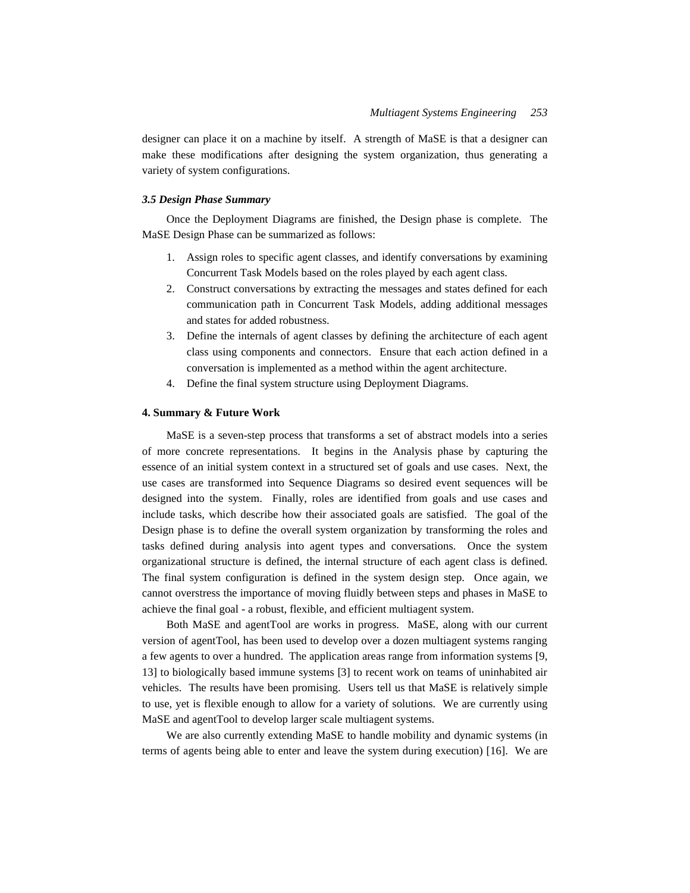designer can place it on a machine by itself. A strength of MaSE is that a designer can make these modifications after designing the system organization, thus generating a variety of system configurations.

### *3.5 Design Phase Summary*

Once the Deployment Diagrams are finished, the Design phase is complete. The MaSE Design Phase can be summarized as follows:

1. Assign roles to specific agent classes, and identify conversations by examining Concurrent Task Models based on the roles played by each agent class.
2. Construct conversations by extracting the messages and states defined for each communication path in Concurrent Task Models, adding additional messages and states for added robustness.
3. Define the internals of agent classes by defining the architecture of each agent class using components and connectors. Ensure that each action defined in a conversation is implemented as a method within the agent architecture.
4. Define the final system structure using Deployment Diagrams.

## 4. Summary & Future Work

MaSE is a seven-step process that transforms a set of abstract models into a series of more concrete representations. It begins in the Analysis phase by capturing the essence of an initial system context in a structured set of goals and use cases. Next, the use cases are transformed into Sequence Diagrams so desired event sequences will be designed into the system. Finally, roles are identified from goals and use cases and include tasks, which describe how their associated goals are satisfied. The goal of the Design phase is to define the overall system organization by transforming the roles and tasks defined during analysis into agent types and conversations. Once the system organizational structure is defined, the internal structure of each agent class is defined. The final system configuration is defined in the system design step. Once again, we cannot overstress the importance of moving fluidly between steps and phases in MaSE to achieve the final goal - a robust, flexible, and efficient multiagent system.

Both MaSE and agentTool are works in progress. MaSE, along with our current version of agentTool, has been used to develop over a dozen multiagent systems ranging a few agents to over a hundred. The application areas range from information systems [9, 13] to biologically based immune systems [3] to recent work on teams of uninhabited air vehicles. The results have been promising. Users tell us that MaSE is relatively simple to use, yet is flexible enough to allow for a variety of solutions. We are currently using MaSE and agentTool to develop larger scale multiagent systems.

We are also currently extending MaSE to handle mobility and dynamic systems (in terms of agents being able to enter and leave the system during execution) [16]. We are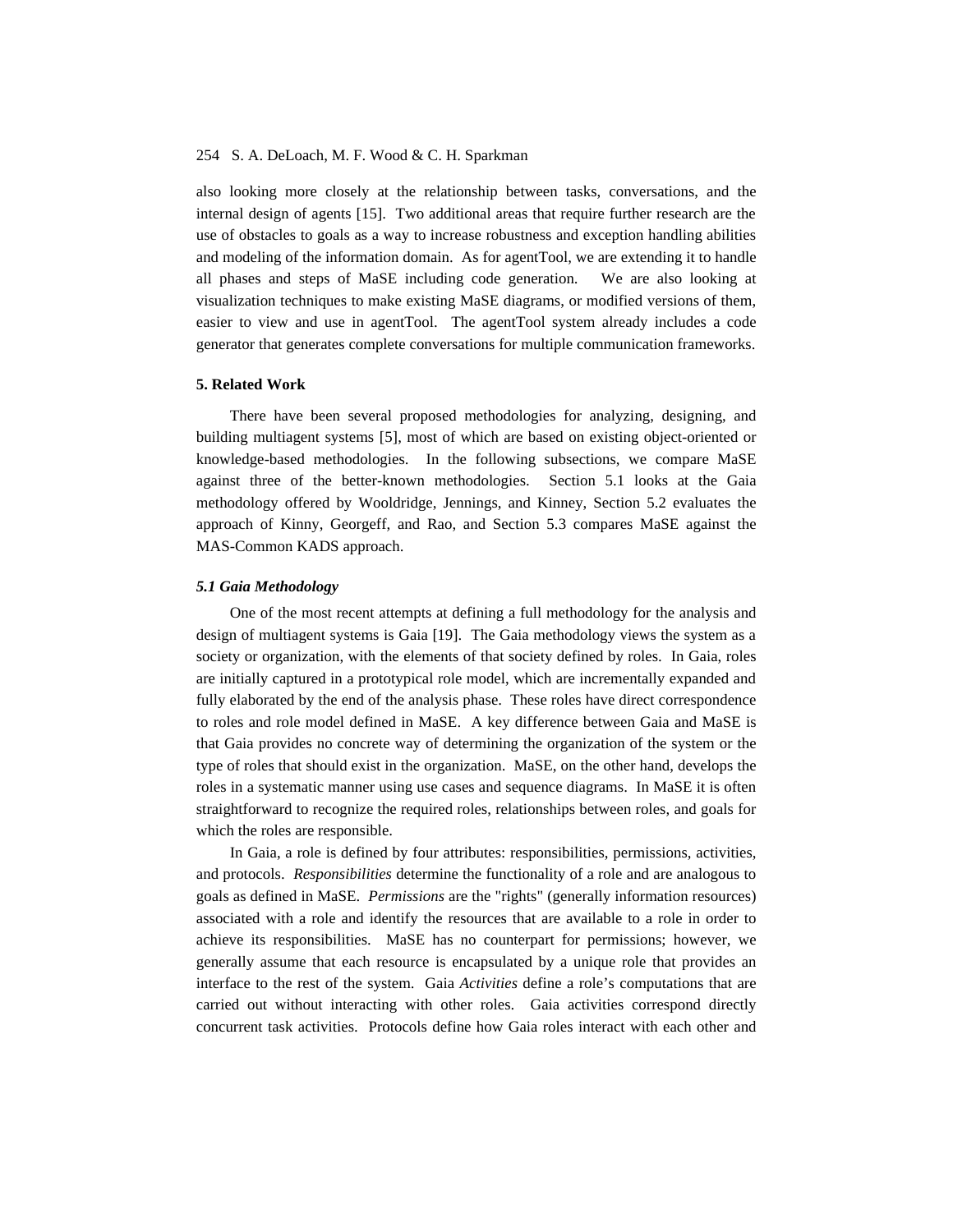also looking more closely at the relationship between tasks, conversations, and the internal design of agents [15]. Two additional areas that require further research are the use of obstacles to goals as a way to increase robustness and exception handling abilities and modeling of the information domain. As for agentTool, we are extending it to handle all phases and steps of MaSE including code generation. We are also looking at visualization techniques to make existing MaSE diagrams, or modified versions of them, easier to view and use in agentTool. The agentTool system already includes a code generator that generates complete conversations for multiple communication frameworks.

## 5. Related Work

There have been several proposed methodologies for analyzing, designing, and building multiagent systems [5], most of which are based on existing object-oriented or knowledge-based methodologies. In the following subsections, we compare MaSE against three of the better-known methodologies. Section 5.1 looks at the Gaia methodology offered by Wooldridge, Jennings, and Kinney, Section 5.2 evaluates the approach of Kinny, Georgeff, and Rao, and Section 5.3 compares MaSE against the MAS-Common KADS approach.

### *5.1 Gaia Methodology*

One of the most recent attempts at defining a full methodology for the analysis and design of multiagent systems is Gaia [19]. The Gaia methodology views the system as a society or organization, with the elements of that society defined by roles. In Gaia, roles are initially captured in a prototypical role model, which are incrementally expanded and fully elaborated by the end of the analysis phase. These roles have direct correspondence to roles and role model defined in MaSE. A key difference between Gaia and MaSE is that Gaia provides no concrete way of determining the organization of the system or the type of roles that should exist in the organization. MaSE, on the other hand, develops the roles in a systematic manner using use cases and sequence diagrams. In MaSE it is often straightforward to recognize the required roles, relationships between roles, and goals for which the roles are responsible.

In Gaia, a role is defined by four attributes: responsibilities, permissions, activities, and protocols. *Responsibilities* determine the functionality of a role and are analogous to goals as defined in MaSE. *Permissions* are the "rights" (generally information resources) associated with a role and identify the resources that are available to a role in order to achieve its responsibilities. MaSE has no counterpart for permissions; however, we generally assume that each resource is encapsulated by a unique role that provides an interface to the rest of the system. Gaia *Activities* define a role's computations that are carried out without interacting with other roles. Gaia activities correspond directly concurrent task activities. Protocols define how Gaia roles interact with each other and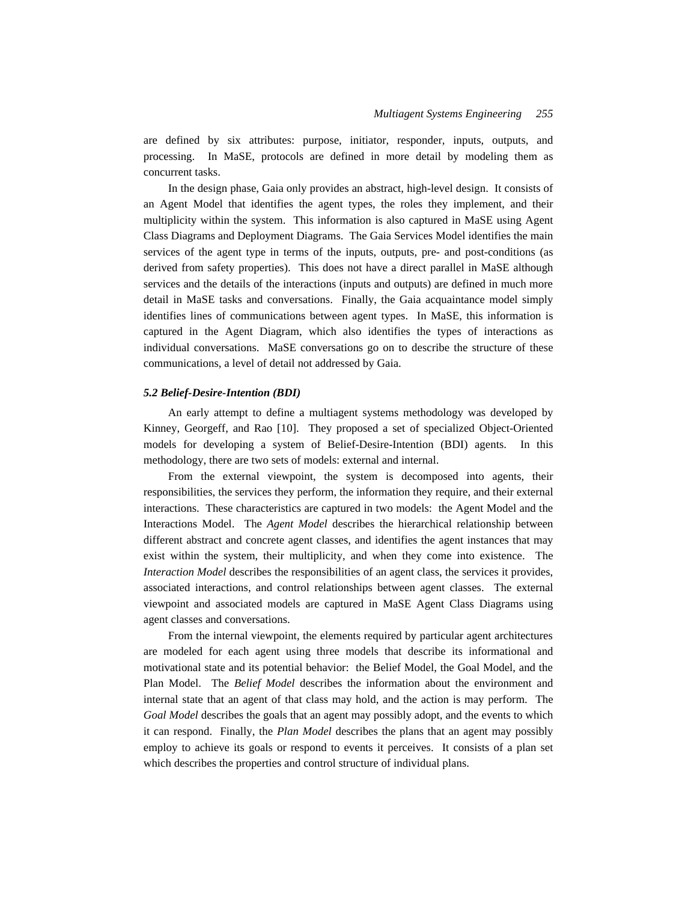are defined by six attributes: purpose, initiator, responder, inputs, outputs, and processing. In MaSE, protocols are defined in more detail by modeling them as concurrent tasks.

In the design phase, Gaia only provides an abstract, high-level design. It consists of an Agent Model that identifies the agent types, the roles they implement, and their multiplicity within the system. This information is also captured in MaSE using Agent Class Diagrams and Deployment Diagrams. The Gaia Services Model identifies the main services of the agent type in terms of the inputs, outputs, pre- and post-conditions (as derived from safety properties). This does not have a direct parallel in MaSE although services and the details of the interactions (inputs and outputs) are defined in much more detail in MaSE tasks and conversations. Finally, the Gaia acquaintance model simply identifies lines of communications between agent types. In MaSE, this information is captured in the Agent Diagram, which also identifies the types of interactions as individual conversations. MaSE conversations go on to describe the structure of these communications, a level of detail not addressed by Gaia.

### *5.2 Belief-Desire-Intention (BDI)*

An early attempt to define a multiagent systems methodology was developed by Kinney, Georgeff, and Rao [10]. They proposed a set of specialized Object-Oriented models for developing a system of Belief-Desire-Intention (BDI) agents. In this methodology, there are two sets of models: external and internal.

From the external viewpoint, the system is decomposed into agents, their responsibilities, the services they perform, the information they require, and their external interactions. These characteristics are captured in two models: the Agent Model and the Interactions Model. The *Agent Model* describes the hierarchical relationship between different abstract and concrete agent classes, and identifies the agent instances that may exist within the system, their multiplicity, and when they come into existence. The *Interaction Model* describes the responsibilities of an agent class, the services it provides, associated interactions, and control relationships between agent classes. The external viewpoint and associated models are captured in MaSE Agent Class Diagrams using agent classes and conversations.

From the internal viewpoint, the elements required by particular agent architectures are modeled for each agent using three models that describe its informational and motivational state and its potential behavior: the Belief Model, the Goal Model, and the Plan Model. The *Belief Model* describes the information about the environment and internal state that an agent of that class may hold, and the action is may perform. The *Goal Model* describes the goals that an agent may possibly adopt, and the events to which it can respond. Finally, the *Plan Model* describes the plans that an agent may possibly employ to achieve its goals or respond to events it perceives. It consists of a plan set which describes the properties and control structure of individual plans.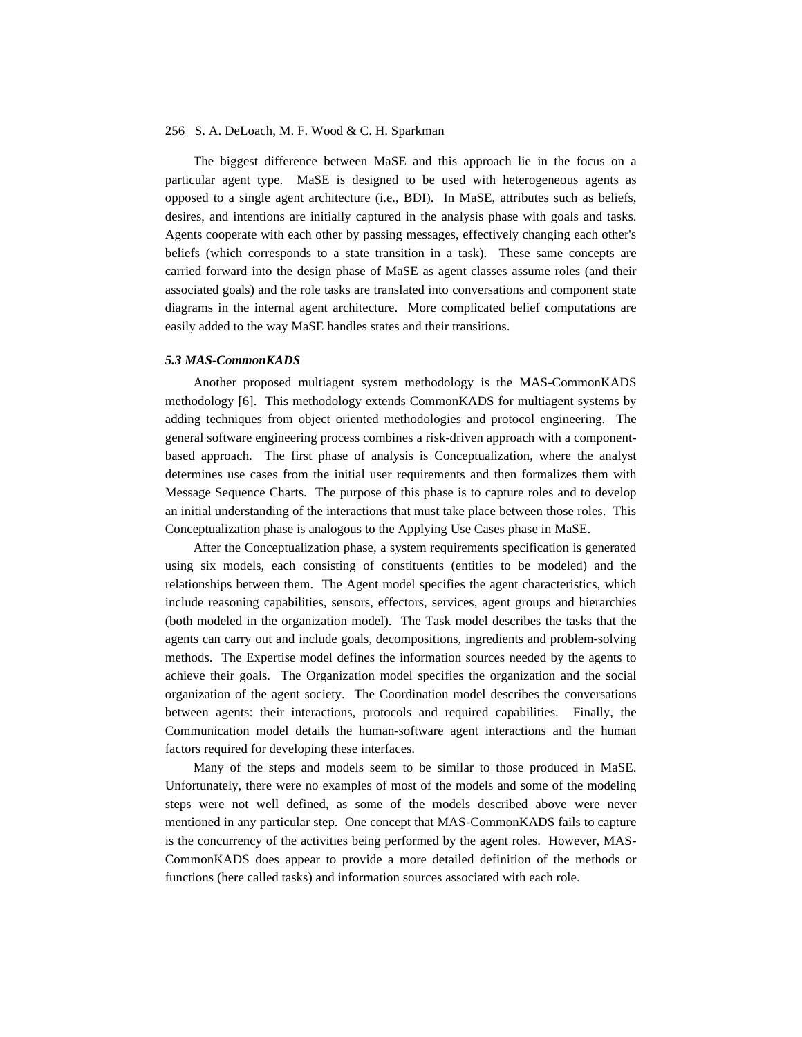The biggest difference between MaSE and this approach lie in the focus on a particular agent type. MaSE is designed to be used with heterogeneous agents as opposed to a single agent architecture (i.e., BDI). In MaSE, attributes such as beliefs, desires, and intentions are initially captured in the analysis phase with goals and tasks. Agents cooperate with each other by passing messages, effectively changing each other's beliefs (which corresponds to a state transition in a task). These same concepts are carried forward into the design phase of MaSE as agent classes assume roles (and their associated goals) and the role tasks are translated into conversations and component state diagrams in the internal agent architecture. More complicated belief computations are easily added to the way MaSE handles states and their transitions.

### *5.3 MAS-CommonKADS*

Another proposed multiagent system methodology is the MAS-CommonKADS methodology [6]. This methodology extends CommonKADS for multiagent systems by adding techniques from object oriented methodologies and protocol engineering. The general software engineering process combines a risk-driven approach with a component-based approach. The first phase of analysis is Conceptualization, where the analyst determines use cases from the initial user requirements and then formalizes them with Message Sequence Charts. The purpose of this phase is to capture roles and to develop an initial understanding of the interactions that must take place between those roles. This Conceptualization phase is analogous to the Applying Use Cases phase in MaSE.

After the Conceptualization phase, a system requirements specification is generated using six models, each consisting of constituents (entities to be modeled) and the relationships between them. The Agent model specifies the agent characteristics, which include reasoning capabilities, sensors, effectors, services, agent groups and hierarchies (both modeled in the organization model). The Task model describes the tasks that the agents can carry out and include goals, decompositions, ingredients and problem-solving methods. The Expertise model defines the information sources needed by the agents to achieve their goals. The Organization model specifies the organization and the social organization of the agent society. The Coordination model describes the conversations between agents: their interactions, protocols and required capabilities. Finally, the Communication model details the human-software agent interactions and the human factors required for developing these interfaces.

Many of the steps and models seem to be similar to those produced in MaSE. Unfortunately, there were no examples of most of the models and some of the modeling steps were not well defined, as some of the models described above were never mentioned in any particular step. One concept that MAS-CommonKADS fails to capture is the concurrency of the activities being performed by the agent roles. However, MAS-CommonKADS does appear to provide a more detailed definition of the methods or functions (here called tasks) and information sources associated with each role.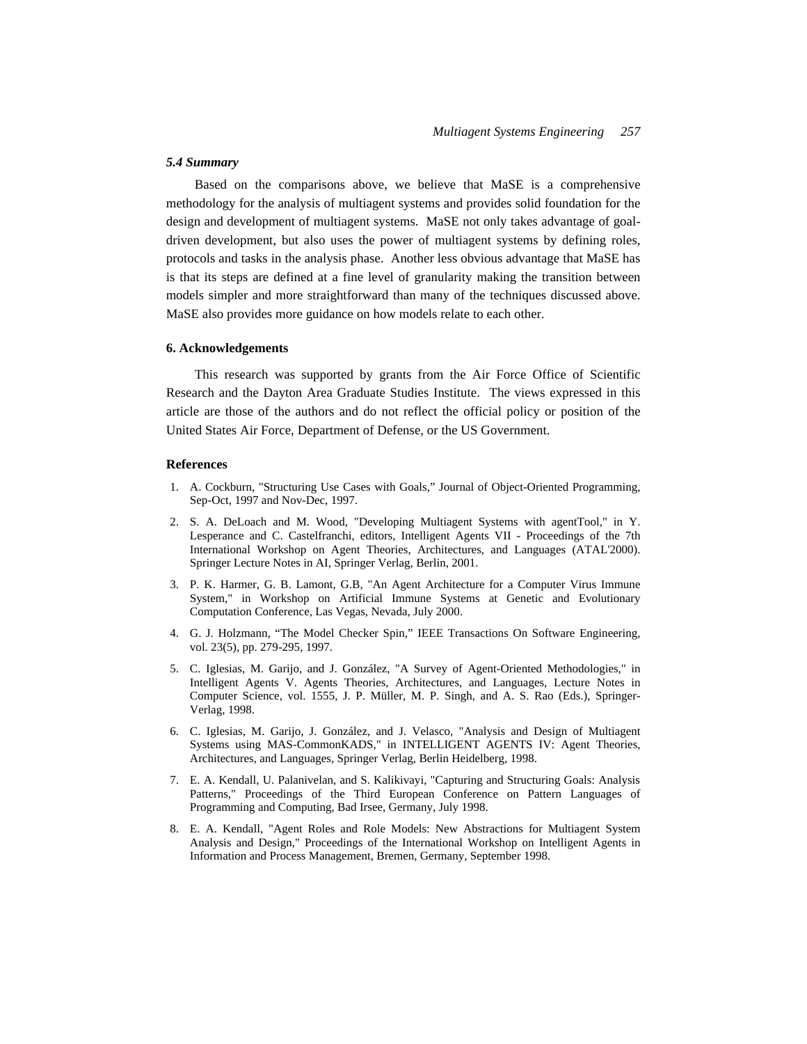### *5.4 Summary*

Based on the comparisons above, we believe that MaSE is a comprehensive methodology for the analysis of multiagent systems and provides solid foundation for the design and development of multiagent systems. MaSE not only takes advantage of goal-driven development, but also uses the power of multiagent systems by defining roles, protocols and tasks in the analysis phase. Another less obvious advantage that MaSE has is that its steps are defined at a fine level of granularity making the transition between models simpler and more straightforward than many of the techniques discussed above. MaSE also provides more guidance on how models relate to each other.

## 6. Acknowledgements

This research was supported by grants from the Air Force Office of Scientific Research and the Dayton Area Graduate Studies Institute. The views expressed in this article are those of the authors and do not reflect the official policy or position of the United States Air Force, Department of Defense, or the US Government.

## References

1. A. Cockburn, "Structuring Use Cases with Goals," Journal of Object-Oriented Programming, Sep-Oct, 1997 and Nov-Dec, 1997.
2. S. A. DeLoach and M. Wood, "Developing Multiagent Systems with agentTool," in Y. Lesperance and C. Castelfranchi, editors, Intelligent Agents VII - Proceedings of the 7th International Workshop on Agent Theories, Architectures, and Languages (ATAL'2000). Springer Lecture Notes in AI, Springer Verlag, Berlin, 2001.
3. P. K. Harmer, G. B. Lamont, G.B, "An Agent Architecture for a Computer Virus Immune System," in Workshop on Artificial Immune Systems at Genetic and Evolutionary Computation Conference, Las Vegas, Nevada, July 2000.
4. G. J. Holzmann, "The Model Checker Spin," IEEE Transactions On Software Engineering, vol. 23(5), pp. 279-295, 1997.
5. C. Iglesias, M. Garijo, and J. González, "A Survey of Agent-Oriented Methodologies," in Intelligent Agents V. Agents Theories, Architectures, and Languages, Lecture Notes in Computer Science, vol. 1555, J. P. Müller, M. P. Singh, and A. S. Rao (Eds.), Springer-Verlag, 1998.
6. C. Iglesias, M. Garijo, J. González, and J. Velasco, "Analysis and Design of Multiagent Systems using MAS-CommonKADS," in INTELLIGENT AGENTS IV: Agent Theories, Architectures, and Languages, Springer Verlag, Berlin Heidelberg, 1998.
7. E. A. Kendall, U. Palanivelan, and S. Kalikivayi, "Capturing and Structuring Goals: Analysis Patterns," Proceedings of the Third European Conference on Pattern Languages of Programming and Computing, Bad Irsee, Germany, July 1998.
8. E. A. Kendall, "Agent Roles and Role Models: New Abstractions for Multiagent System Analysis and Design," Proceedings of the International Workshop on Intelligent Agents in Information and Process Management, Bremen, Germany, September 1998.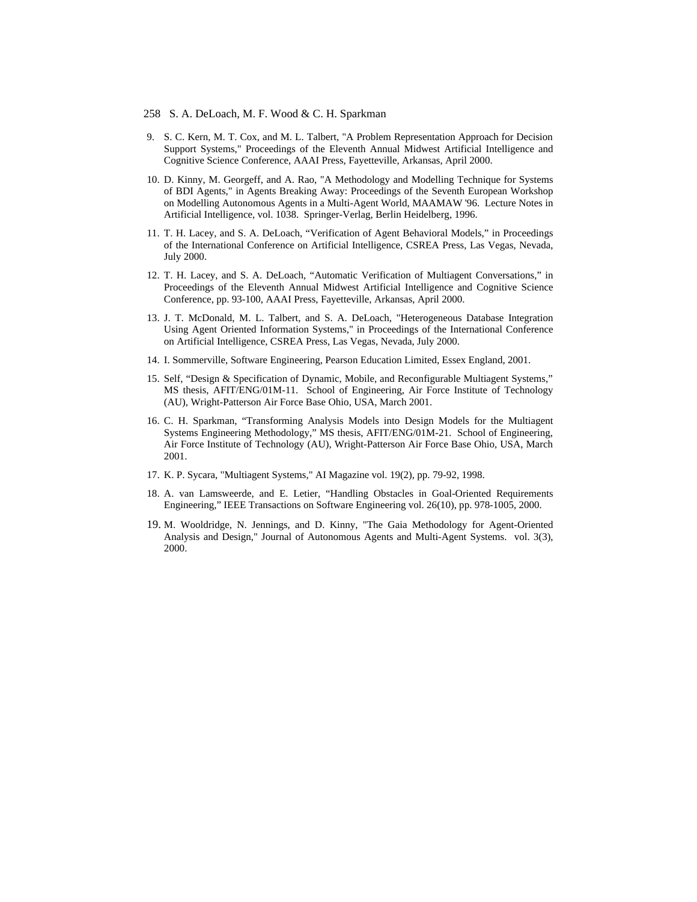9. S. C. Kern, M. T. Cox, and M. L. Talbert, "A Problem Representation Approach for Decision Support Systems," Proceedings of the Eleventh Annual Midwest Artificial Intelligence and Cognitive Science Conference, AAAI Press, Fayetteville, Arkansas, April 2000.

10. D. Kinny, M. Georgeff, and A. Rao, "A Methodology and Modelling Technique for Systems of BDI Agents," in Agents Breaking Away: Proceedings of the Seventh European Workshop on Modelling Autonomous Agents in a Multi-Agent World, MAAMAW '96. Lecture Notes in Artificial Intelligence, vol. 1038. Springer-Verlag, Berlin Heidelberg, 1996.

11. T. H. Lacey, and S. A. DeLoach, "Verification of Agent Behavioral Models," in Proceedings of the International Conference on Artificial Intelligence, CSREA Press, Las Vegas, Nevada, July 2000.

12. T. H. Lacey, and S. A. DeLoach, "Automatic Verification of Multiagent Conversations," in Proceedings of the Eleventh Annual Midwest Artificial Intelligence and Cognitive Science Conference, pp. 93-100, AAAI Press, Fayetteville, Arkansas, April 2000.

13. J. T. McDonald, M. L. Talbert, and S. A. DeLoach, "Heterogeneous Database Integration Using Agent Oriented Information Systems," in Proceedings of the International Conference on Artificial Intelligence, CSREA Press, Las Vegas, Nevada, July 2000.

14. I. Sommerville, Software Engineering, Pearson Education Limited, Essex England, 2001.

15. Self, "Design & Specification of Dynamic, Mobile, and Reconfigurable Multiagent Systems," MS thesis, AFIT/ENG/01M-11. School of Engineering, Air Force Institute of Technology (AU), Wright-Patterson Air Force Base Ohio, USA, March 2001.

16. C. H. Sparkman, "Transforming Analysis Models into Design Models for the Multiagent Systems Engineering Methodology," MS thesis, AFIT/ENG/01M-21. School of Engineering, Air Force Institute of Technology (AU), Wright-Patterson Air Force Base Ohio, USA, March 2001.

17. K. P. Sycara, "Multiagent Systems," AI Magazine vol. 19(2), pp. 79-92, 1998.

18. A. van Lamsweerde, and E. Letier, "Handling Obstacles in Goal-Oriented Requirements Engineering," IEEE Transactions on Software Engineering vol. 26(10), pp. 978-1005, 2000.

19. M. Wooldridge, N. Jennings, and D. Kinny, "The Gaia Methodology for Agent-Oriented Analysis and Design," Journal of Autonomous Agents and Multi-Agent Systems. vol. 3(3), 2000.